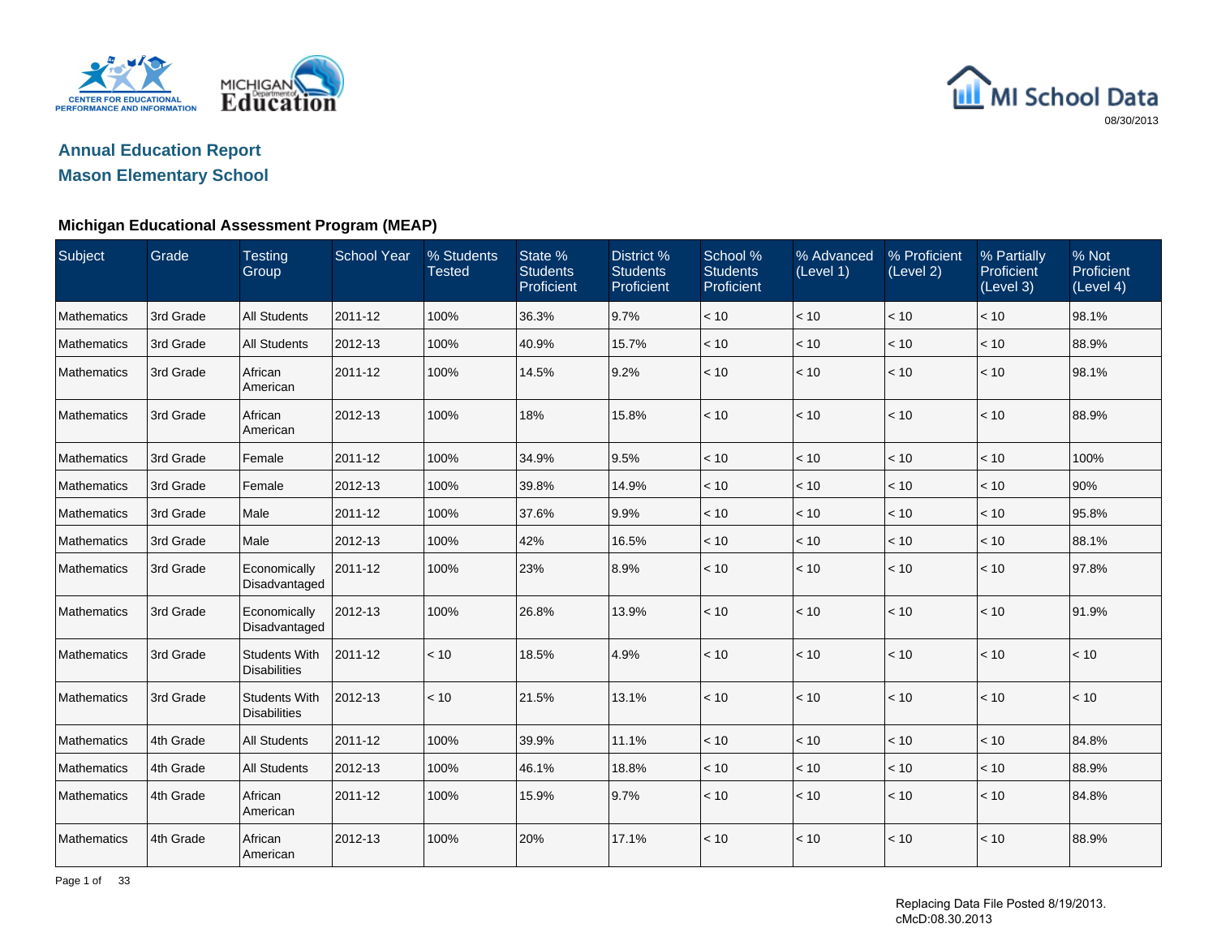# Annual Education Report

## Mason Elementary School

### Michigan Educational Assessment Program (MEAP)

| Subject | Grade | Testing Group | School Year | % Students Tested | State % Students Proficient | District % Students Proficient | School % Students Proficient | % Advanced (Level 1) | % Proficient (Level 2) | % Partially Proficient (Level 3) | % Not Proficient (Level 4) |
|---|---|---|---|---|---|---|---|---|---|---|---|
| Mathematics | 3rd Grade | All Students | 2011-12 | 100% | 36.3% | 9.7% | < 10 | < 10 | < 10 | < 10 | 98.1% |
| Mathematics | 3rd Grade | All Students | 2012-13 | 100% | 40.9% | 15.7% | < 10 | < 10 | < 10 | < 10 | 88.9% |
| Mathematics | 3rd Grade | African American | 2011-12 | 100% | 14.5% | 9.2% | < 10 | < 10 | < 10 | < 10 | 98.1% |
| Mathematics | 3rd Grade | African American | 2012-13 | 100% | 18% | 15.8% | < 10 | < 10 | < 10 | < 10 | 88.9% |
| Mathematics | 3rd Grade | Female | 2011-12 | 100% | 34.9% | 9.5% | < 10 | < 10 | < 10 | < 10 | 100% |
| Mathematics | 3rd Grade | Female | 2012-13 | 100% | 39.8% | 14.9% | < 10 | < 10 | < 10 | < 10 | 90% |
| Mathematics | 3rd Grade | Male | 2011-12 | 100% | 37.6% | 9.9% | < 10 | < 10 | < 10 | < 10 | 95.8% |
| Mathematics | 3rd Grade | Male | 2012-13 | 100% | 42% | 16.5% | < 10 | < 10 | < 10 | < 10 | 88.1% |
| Mathematics | 3rd Grade | Economically Disadvantaged | 2011-12 | 100% | 23% | 8.9% | < 10 | < 10 | < 10 | < 10 | 97.8% |
| Mathematics | 3rd Grade | Economically Disadvantaged | 2012-13 | 100% | 26.8% | 13.9% | < 10 | < 10 | < 10 | < 10 | 91.9% |
| Mathematics | 3rd Grade | Students With Disabilities | 2011-12 | < 10 | 18.5% | 4.9% | < 10 | < 10 | < 10 | < 10 | < 10 |
| Mathematics | 3rd Grade | Students With Disabilities | 2012-13 | < 10 | 21.5% | 13.1% | < 10 | < 10 | < 10 | < 10 | < 10 |
| Mathematics | 4th Grade | All Students | 2011-12 | 100% | 39.9% | 11.1% | < 10 | < 10 | < 10 | < 10 | 84.8% |
| Mathematics | 4th Grade | All Students | 2012-13 | 100% | 46.1% | 18.8% | < 10 | < 10 | < 10 | < 10 | 88.9% |
| Mathematics | 4th Grade | African American | 2011-12 | 100% | 15.9% | 9.7% | < 10 | < 10 | < 10 | < 10 | 84.8% |
| Mathematics | 4th Grade | African American | 2012-13 | 100% | 20% | 17.1% | < 10 | < 10 | < 10 | < 10 | 88.9% |

Replacing Data File Posted 8/19/2013.
cMcD:08.30.2013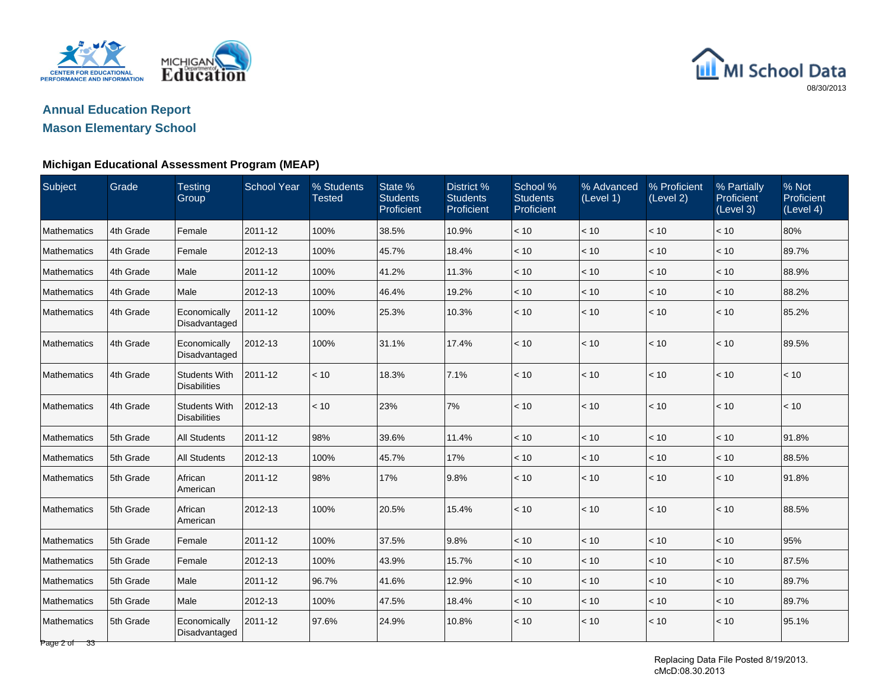## Annual Education Report

## Mason Elementary School

### Michigan Educational Assessment Program (MEAP)

| Subject | Grade | Testing Group | School Year | % Students Tested | State % Students Proficient | District % Students Proficient | School % Students Proficient | % Advanced (Level 1) | % Proficient (Level 2) | % Partially Proficient (Level 3) | % Not Proficient (Level 4) |
|---|---|---|---|---|---|---|---|---|---|---|---|
| Mathematics | 4th Grade | Female | 2011-12 | 100% | 38.5% | 10.9% | < 10 | < 10 | < 10 | < 10 | 80% |
| Mathematics | 4th Grade | Female | 2012-13 | 100% | 45.7% | 18.4% | < 10 | < 10 | < 10 | < 10 | 89.7% |
| Mathematics | 4th Grade | Male | 2011-12 | 100% | 41.2% | 11.3% | < 10 | < 10 | < 10 | < 10 | 88.9% |
| Mathematics | 4th Grade | Male | 2012-13 | 100% | 46.4% | 19.2% | < 10 | < 10 | < 10 | < 10 | 88.2% |
| Mathematics | 4th Grade | Economically Disadvantaged | 2011-12 | 100% | 25.3% | 10.3% | < 10 | < 10 | < 10 | < 10 | 85.2% |
| Mathematics | 4th Grade | Economically Disadvantaged | 2012-13 | 100% | 31.1% | 17.4% | < 10 | < 10 | < 10 | < 10 | 89.5% |
| Mathematics | 4th Grade | Students With Disabilities | 2011-12 | < 10 | 18.3% | 7.1% | < 10 | < 10 | < 10 | < 10 | < 10 |
| Mathematics | 4th Grade | Students With Disabilities | 2012-13 | < 10 | 23% | 7% | < 10 | < 10 | < 10 | < 10 | < 10 |
| Mathematics | 5th Grade | All Students | 2011-12 | 98% | 39.6% | 11.4% | < 10 | < 10 | < 10 | < 10 | 91.8% |
| Mathematics | 5th Grade | All Students | 2012-13 | 100% | 45.7% | 17% | < 10 | < 10 | < 10 | < 10 | 88.5% |
| Mathematics | 5th Grade | African American | 2011-12 | 98% | 17% | 9.8% | < 10 | < 10 | < 10 | < 10 | 91.8% |
| Mathematics | 5th Grade | African American | 2012-13 | 100% | 20.5% | 15.4% | < 10 | < 10 | < 10 | < 10 | 88.5% |
| Mathematics | 5th Grade | Female | 2011-12 | 100% | 37.5% | 9.8% | < 10 | < 10 | < 10 | < 10 | 95% |
| Mathematics | 5th Grade | Female | 2012-13 | 100% | 43.9% | 15.7% | < 10 | < 10 | < 10 | < 10 | 87.5% |
| Mathematics | 5th Grade | Male | 2011-12 | 96.7% | 41.6% | 12.9% | < 10 | < 10 | < 10 | < 10 | 89.7% |
| Mathematics | 5th Grade | Male | 2012-13 | 100% | 47.5% | 18.4% | < 10 | < 10 | < 10 | < 10 | 89.7% |
| Mathematics | 5th Grade | Economically Disadvantaged | 2011-12 | 97.6% | 24.9% | 10.8% | < 10 | < 10 | < 10 | < 10 | 95.1% |

Replacing Data File Posted 8/19/2013.
cMcD:08.30.2013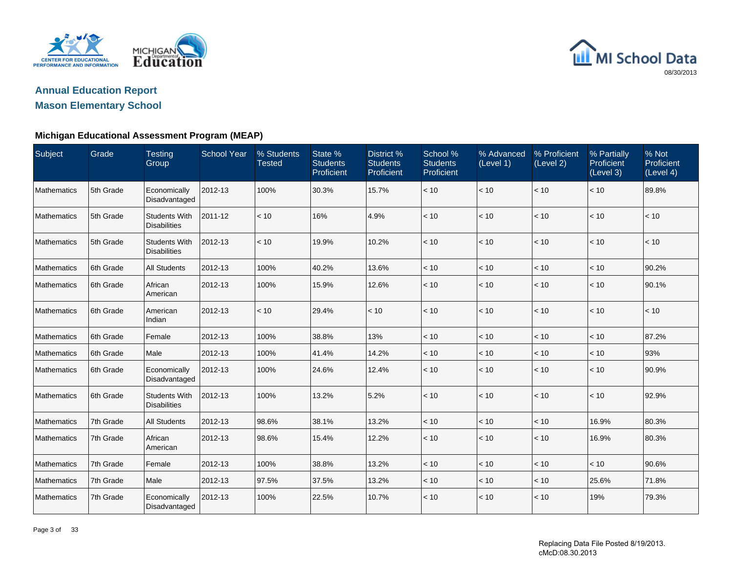# Annual Education Report

## Mason Elementary School

### Michigan Educational Assessment Program (MEAP)

| Subject | Grade | Testing Group | School Year | % Students Tested | State % Students Proficient | District % Students Proficient | School % Students Proficient | % Advanced (Level 1) | % Proficient (Level 2) | % Partially Proficient (Level 3) | % Not Proficient (Level 4) |
|---|---|---|---|---|---|---|---|---|---|---|---|
| Mathematics | 5th Grade | Economically Disadvantaged | 2012-13 | 100% | 30.3% | 15.7% | < 10 | < 10 | < 10 | < 10 | 89.8% |
| Mathematics | 5th Grade | Students With Disabilities | 2011-12 | < 10 | 16% | 4.9% | < 10 | < 10 | < 10 | < 10 | < 10 |
| Mathematics | 5th Grade | Students With Disabilities | 2012-13 | < 10 | 19.9% | 10.2% | < 10 | < 10 | < 10 | < 10 | < 10 |
| Mathematics | 6th Grade | All Students | 2012-13 | 100% | 40.2% | 13.6% | < 10 | < 10 | < 10 | < 10 | 90.2% |
| Mathematics | 6th Grade | African American | 2012-13 | 100% | 15.9% | 12.6% | < 10 | < 10 | < 10 | < 10 | 90.1% |
| Mathematics | 6th Grade | American Indian | 2012-13 | < 10 | 29.4% | < 10 | < 10 | < 10 | < 10 | < 10 | < 10 |
| Mathematics | 6th Grade | Female | 2012-13 | 100% | 38.8% | 13% | < 10 | < 10 | < 10 | < 10 | 87.2% |
| Mathematics | 6th Grade | Male | 2012-13 | 100% | 41.4% | 14.2% | < 10 | < 10 | < 10 | < 10 | 93% |
| Mathematics | 6th Grade | Economically Disadvantaged | 2012-13 | 100% | 24.6% | 12.4% | < 10 | < 10 | < 10 | < 10 | 90.9% |
| Mathematics | 6th Grade | Students With Disabilities | 2012-13 | 100% | 13.2% | 5.2% | < 10 | < 10 | < 10 | < 10 | 92.9% |
| Mathematics | 7th Grade | All Students | 2012-13 | 98.6% | 38.1% | 13.2% | < 10 | < 10 | < 10 | 16.9% | 80.3% |
| Mathematics | 7th Grade | African American | 2012-13 | 98.6% | 15.4% | 12.2% | < 10 | < 10 | < 10 | 16.9% | 80.3% |
| Mathematics | 7th Grade | Female | 2012-13 | 100% | 38.8% | 13.2% | < 10 | < 10 | < 10 | < 10 | 90.6% |
| Mathematics | 7th Grade | Male | 2012-13 | 97.5% | 37.5% | 13.2% | < 10 | < 10 | < 10 | 25.6% | 71.8% |
| Mathematics | 7th Grade | Economically Disadvantaged | 2012-13 | 100% | 22.5% | 10.7% | < 10 | < 10 | < 10 | 19% | 79.3% |

Replacing Data File Posted 8/19/2013.
cMcD:08.30.2013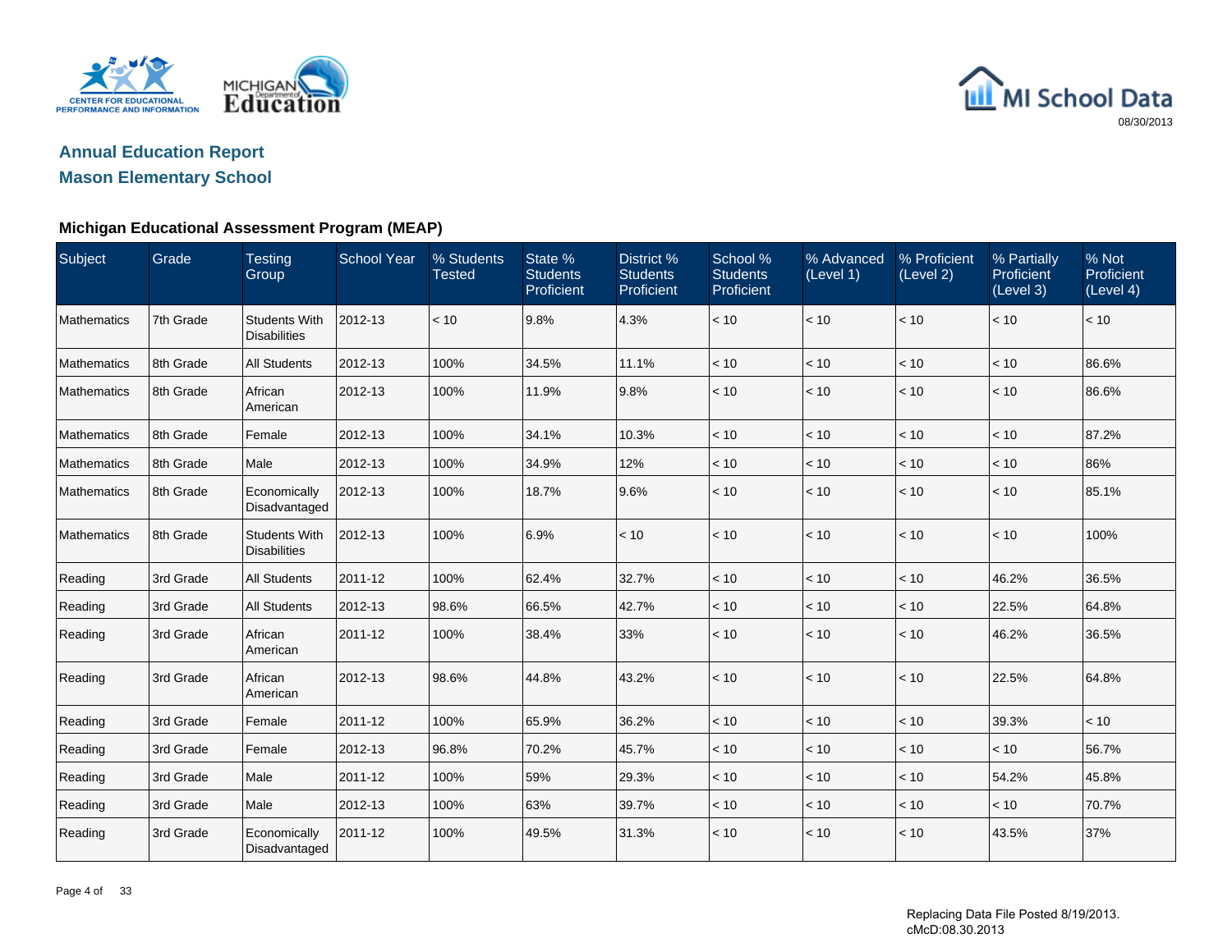## Annual Education Report

## Mason Elementary School

### Michigan Educational Assessment Program (MEAP)

| Subject | Grade | Testing Group | School Year | % Students Tested | State % Students Proficient | District % Students Proficient | School % Students Proficient | % Advanced (Level 1) | % Proficient (Level 2) | % Partially Proficient (Level 3) | % Not Proficient (Level 4) |
|---|---|---|---|---|---|---|---|---|---|---|---|
| Mathematics | 7th Grade | Students With Disabilities | 2012-13 | < 10 | 9.8% | 4.3% | < 10 | < 10 | < 10 | < 10 | < 10 |
| Mathematics | 8th Grade | All Students | 2012-13 | 100% | 34.5% | 11.1% | < 10 | < 10 | < 10 | < 10 | 86.6% |
| Mathematics | 8th Grade | African American | 2012-13 | 100% | 11.9% | 9.8% | < 10 | < 10 | < 10 | < 10 | 86.6% |
| Mathematics | 8th Grade | Female | 2012-13 | 100% | 34.1% | 10.3% | < 10 | < 10 | < 10 | < 10 | 87.2% |
| Mathematics | 8th Grade | Male | 2012-13 | 100% | 34.9% | 12% | < 10 | < 10 | < 10 | < 10 | 86% |
| Mathematics | 8th Grade | Economically Disadvantaged | 2012-13 | 100% | 18.7% | 9.6% | < 10 | < 10 | < 10 | < 10 | 85.1% |
| Mathematics | 8th Grade | Students With Disabilities | 2012-13 | 100% | 6.9% | < 10 | < 10 | < 10 | < 10 | < 10 | 100% |
| Reading | 3rd Grade | All Students | 2011-12 | 100% | 62.4% | 32.7% | < 10 | < 10 | < 10 | 46.2% | 36.5% |
| Reading | 3rd Grade | All Students | 2012-13 | 98.6% | 66.5% | 42.7% | < 10 | < 10 | < 10 | 22.5% | 64.8% |
| Reading | 3rd Grade | African American | 2011-12 | 100% | 38.4% | 33% | < 10 | < 10 | < 10 | 46.2% | 36.5% |
| Reading | 3rd Grade | African American | 2012-13 | 98.6% | 44.8% | 43.2% | < 10 | < 10 | < 10 | 22.5% | 64.8% |
| Reading | 3rd Grade | Female | 2011-12 | 100% | 65.9% | 36.2% | < 10 | < 10 | < 10 | 39.3% | < 10 |
| Reading | 3rd Grade | Female | 2012-13 | 96.8% | 70.2% | 45.7% | < 10 | < 10 | < 10 | < 10 | 56.7% |
| Reading | 3rd Grade | Male | 2011-12 | 100% | 59% | 29.3% | < 10 | < 10 | < 10 | 54.2% | 45.8% |
| Reading | 3rd Grade | Male | 2012-13 | 100% | 63% | 39.7% | < 10 | < 10 | < 10 | < 10 | 70.7% |
| Reading | 3rd Grade | Economically Disadvantaged | 2011-12 | 100% | 49.5% | 31.3% | < 10 | < 10 | < 10 | 43.5% | 37% |

Replacing Data File Posted 8/19/2013.
cMcD:08.30.2013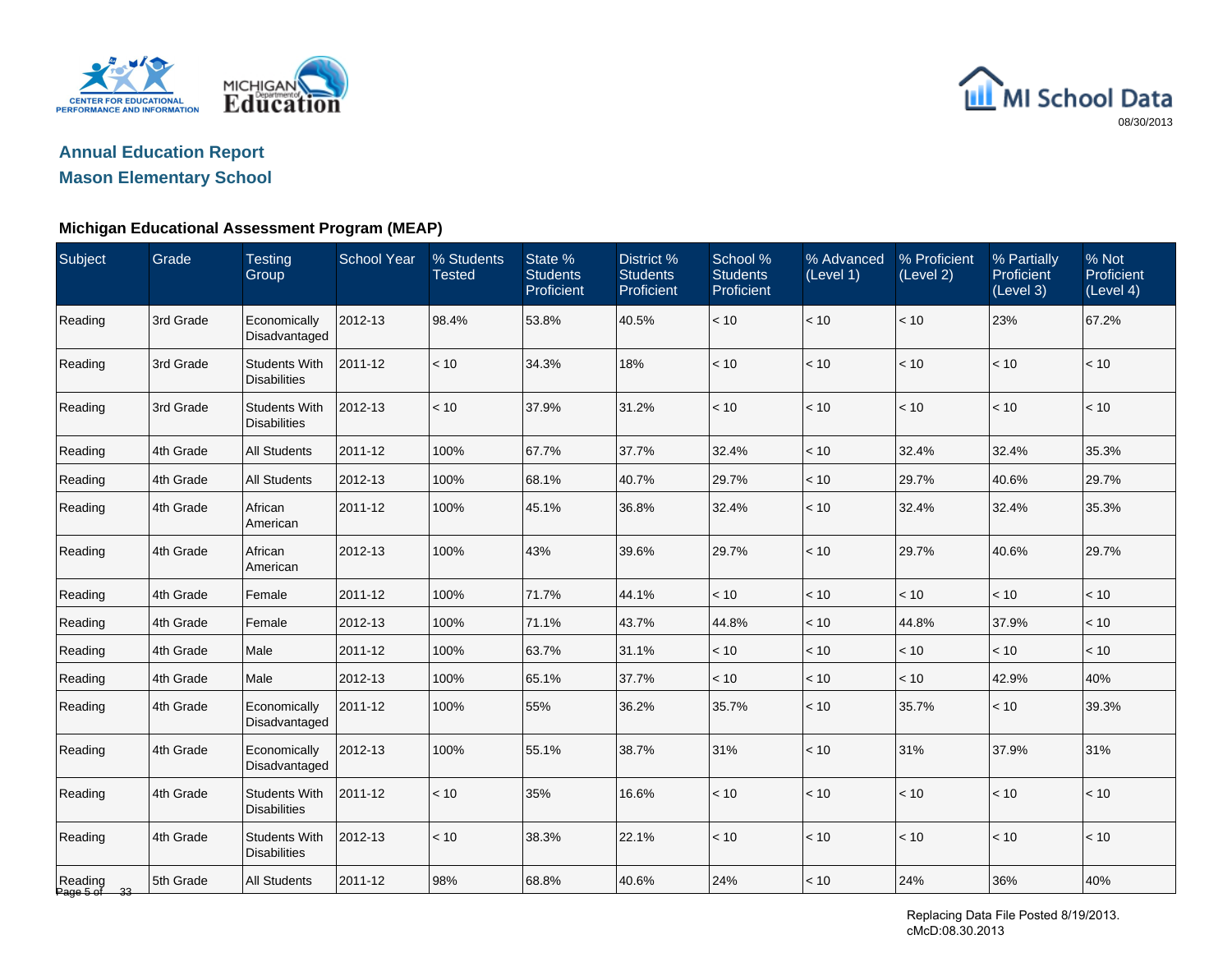## Annual Education Report
## Mason Elementary School

08/30/2013

### Michigan Educational Assessment Program (MEAP)

| Subject | Grade | Testing Group | School Year | % Students Tested | State % Students Proficient | District % Students Proficient | School % Students Proficient | % Advanced (Level 1) | % Proficient (Level 2) | % Partially Proficient (Level 3) | % Not Proficient (Level 4) |
|---|---|---|---|---|---|---|---|---|---|---|---|
| Reading | 3rd Grade | Economically Disadvantaged | 2012-13 | 98.4% | 53.8% | 40.5% | < 10 | < 10 | < 10 | 23% | 67.2% |
| Reading | 3rd Grade | Students With Disabilities | 2011-12 | < 10 | 34.3% | 18% | < 10 | < 10 | < 10 | < 10 | < 10 |
| Reading | 3rd Grade | Students With Disabilities | 2012-13 | < 10 | 37.9% | 31.2% | < 10 | < 10 | < 10 | < 10 | < 10 |
| Reading | 4th Grade | All Students | 2011-12 | 100% | 67.7% | 37.7% | 32.4% | < 10 | 32.4% | 32.4% | 35.3% |
| Reading | 4th Grade | All Students | 2012-13 | 100% | 68.1% | 40.7% | 29.7% | < 10 | 29.7% | 40.6% | 29.7% |
| Reading | 4th Grade | African American | 2011-12 | 100% | 45.1% | 36.8% | 32.4% | < 10 | 32.4% | 32.4% | 35.3% |
| Reading | 4th Grade | African American | 2012-13 | 100% | 43% | 39.6% | 29.7% | < 10 | 29.7% | 40.6% | 29.7% |
| Reading | 4th Grade | Female | 2011-12 | 100% | 71.7% | 44.1% | < 10 | < 10 | < 10 | < 10 | < 10 |
| Reading | 4th Grade | Female | 2012-13 | 100% | 71.1% | 43.7% | 44.8% | < 10 | 44.8% | 37.9% | < 10 |
| Reading | 4th Grade | Male | 2011-12 | 100% | 63.7% | 31.1% | < 10 | < 10 | < 10 | < 10 | < 10 |
| Reading | 4th Grade | Male | 2012-13 | 100% | 65.1% | 37.7% | < 10 | < 10 | < 10 | 42.9% | 40% |
| Reading | 4th Grade | Economically Disadvantaged | 2011-12 | 100% | 55% | 36.2% | 35.7% | < 10 | 35.7% | < 10 | 39.3% |
| Reading | 4th Grade | Economically Disadvantaged | 2012-13 | 100% | 55.1% | 38.7% | 31% | < 10 | 31% | 37.9% | 31% |
| Reading | 4th Grade | Students With Disabilities | 2011-12 | < 10 | 35% | 16.6% | < 10 | < 10 | < 10 | < 10 | < 10 |
| Reading | 4th Grade | Students With Disabilities | 2012-13 | < 10 | 38.3% | 22.1% | < 10 | < 10 | < 10 | < 10 | < 10 |
| Reading | 5th Grade | All Students | 2011-12 | 98% | 68.8% | 40.6% | 24% | < 10 | 24% | 36% | 40% |

Replacing Data File Posted 8/19/2013.
cMcD:08.30.2013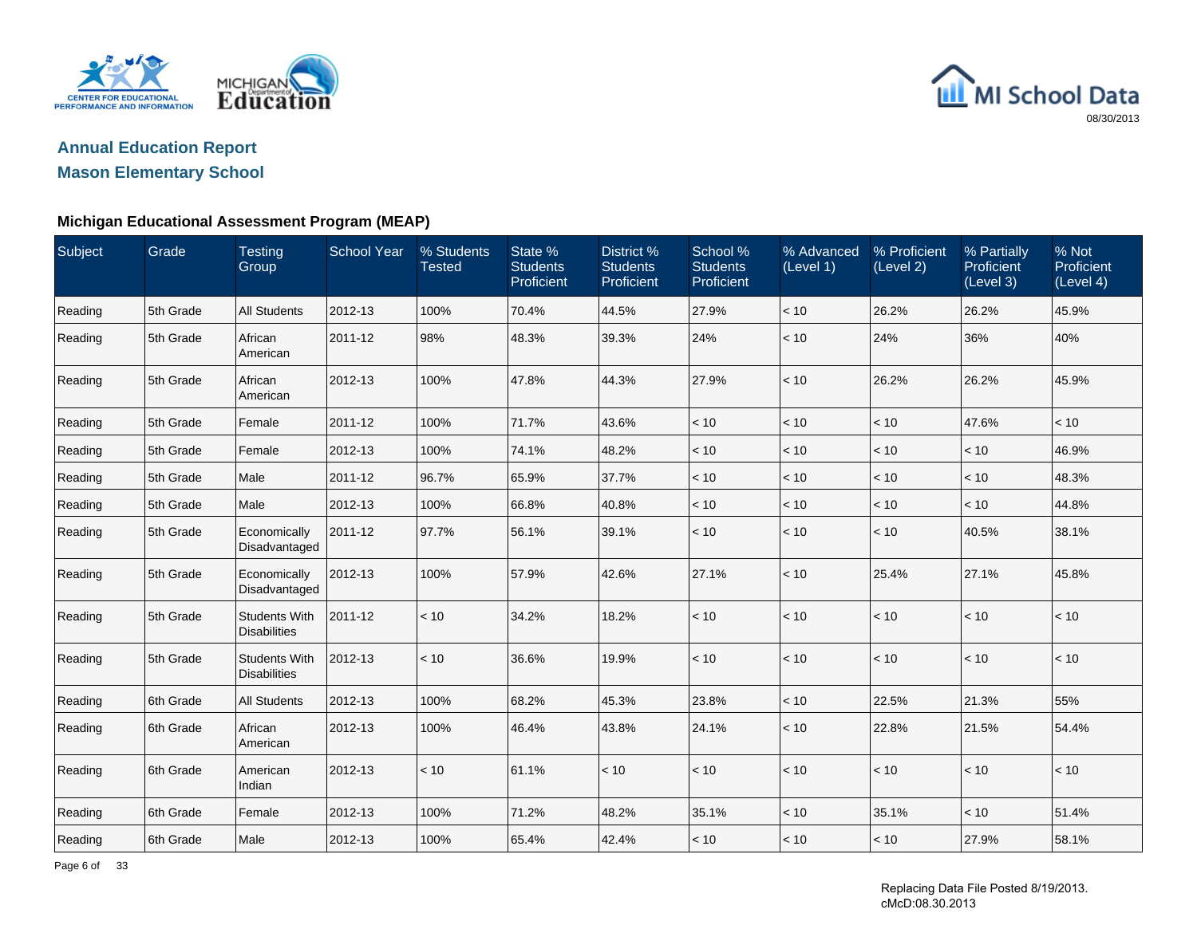# Annual Education Report

## Mason Elementary School

### Michigan Educational Assessment Program (MEAP)

| Subject | Grade | Testing Group | School Year | % Students Tested | State % Students Proficient | District % Students Proficient | School % Students Proficient | % Advanced (Level 1) | % Proficient (Level 2) | % Partially Proficient (Level 3) | % Not Proficient (Level 4) |
|---|---|---|---|---|---|---|---|---|---|---|---|
| Reading | 5th Grade | All Students | 2012-13 | 100% | 70.4% | 44.5% | 27.9% | < 10 | 26.2% | 26.2% | 45.9% |
| Reading | 5th Grade | African American | 2011-12 | 98% | 48.3% | 39.3% | 24% | < 10 | 24% | 36% | 40% |
| Reading | 5th Grade | African American | 2012-13 | 100% | 47.8% | 44.3% | 27.9% | < 10 | 26.2% | 26.2% | 45.9% |
| Reading | 5th Grade | Female | 2011-12 | 100% | 71.7% | 43.6% | < 10 | < 10 | < 10 | 47.6% | < 10 |
| Reading | 5th Grade | Female | 2012-13 | 100% | 74.1% | 48.2% | < 10 | < 10 | < 10 | < 10 | 46.9% |
| Reading | 5th Grade | Male | 2011-12 | 96.7% | 65.9% | 37.7% | < 10 | < 10 | < 10 | < 10 | 48.3% |
| Reading | 5th Grade | Male | 2012-13 | 100% | 66.8% | 40.8% | < 10 | < 10 | < 10 | < 10 | 44.8% |
| Reading | 5th Grade | Economically Disadvantaged | 2011-12 | 97.7% | 56.1% | 39.1% | < 10 | < 10 | < 10 | 40.5% | 38.1% |
| Reading | 5th Grade | Economically Disadvantaged | 2012-13 | 100% | 57.9% | 42.6% | 27.1% | < 10 | 25.4% | 27.1% | 45.8% |
| Reading | 5th Grade | Students With Disabilities | 2011-12 | < 10 | 34.2% | 18.2% | < 10 | < 10 | < 10 | < 10 | < 10 |
| Reading | 5th Grade | Students With Disabilities | 2012-13 | < 10 | 36.6% | 19.9% | < 10 | < 10 | < 10 | < 10 | < 10 |
| Reading | 6th Grade | All Students | 2012-13 | 100% | 68.2% | 45.3% | 23.8% | < 10 | 22.5% | 21.3% | 55% |
| Reading | 6th Grade | African American | 2012-13 | 100% | 46.4% | 43.8% | 24.1% | < 10 | 22.8% | 21.5% | 54.4% |
| Reading | 6th Grade | American Indian | 2012-13 | < 10 | 61.1% | < 10 | < 10 | < 10 | < 10 | < 10 | < 10 |
| Reading | 6th Grade | Female | 2012-13 | 100% | 71.2% | 48.2% | 35.1% | < 10 | 35.1% | < 10 | 51.4% |
| Reading | 6th Grade | Male | 2012-13 | 100% | 65.4% | 42.4% | < 10 | < 10 | < 10 | 27.9% | 58.1% |

Replacing Data File Posted 8/19/2013.
cMcD:08.30.2013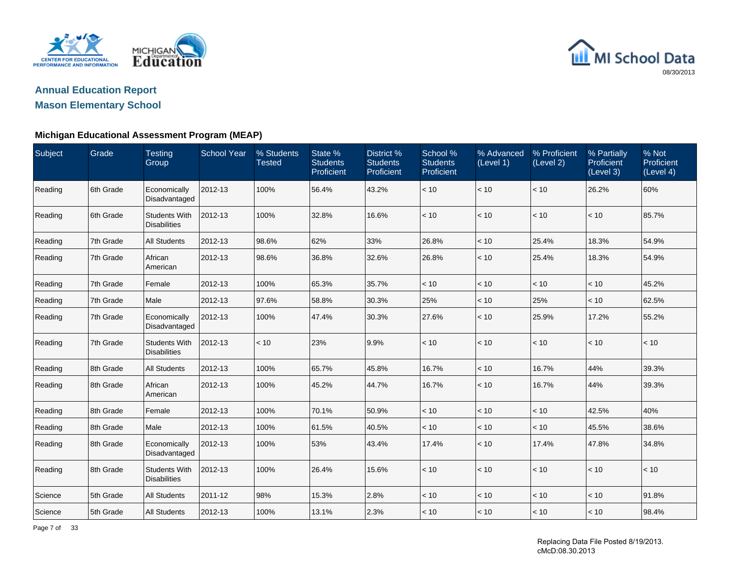MI School Data

08/30/2013

## Annual Education Report

## Mason Elementary School

### Michigan Educational Assessment Program (MEAP)

| Subject | Grade | Testing Group | School Year | % Students Tested | State % Students Proficient | District % Students Proficient | School % Students Proficient | % Advanced (Level 1) | % Proficient (Level 2) | % Partially Proficient (Level 3) | % Not Proficient (Level 4) |
|---|---|---|---|---|---|---|---|---|---|---|---|
| Reading | 6th Grade | Economically Disadvantaged | 2012-13 | 100% | 56.4% | 43.2% | < 10 | < 10 | < 10 | 26.2% | 60% |
| Reading | 6th Grade | Students With Disabilities | 2012-13 | 100% | 32.8% | 16.6% | < 10 | < 10 | < 10 | < 10 | 85.7% |
| Reading | 7th Grade | All Students | 2012-13 | 98.6% | 62% | 33% | 26.8% | < 10 | 25.4% | 18.3% | 54.9% |
| Reading | 7th Grade | African American | 2012-13 | 98.6% | 36.8% | 32.6% | 26.8% | < 10 | 25.4% | 18.3% | 54.9% |
| Reading | 7th Grade | Female | 2012-13 | 100% | 65.3% | 35.7% | < 10 | < 10 | < 10 | < 10 | 45.2% |
| Reading | 7th Grade | Male | 2012-13 | 97.6% | 58.8% | 30.3% | 25% | < 10 | 25% | < 10 | 62.5% |
| Reading | 7th Grade | Economically Disadvantaged | 2012-13 | 100% | 47.4% | 30.3% | 27.6% | < 10 | 25.9% | 17.2% | 55.2% |
| Reading | 7th Grade | Students With Disabilities | 2012-13 | < 10 | 23% | 9.9% | < 10 | < 10 | < 10 | < 10 | < 10 |
| Reading | 8th Grade | All Students | 2012-13 | 100% | 65.7% | 45.8% | 16.7% | < 10 | 16.7% | 44% | 39.3% |
| Reading | 8th Grade | African American | 2012-13 | 100% | 45.2% | 44.7% | 16.7% | < 10 | 16.7% | 44% | 39.3% |
| Reading | 8th Grade | Female | 2012-13 | 100% | 70.1% | 50.9% | < 10 | < 10 | < 10 | 42.5% | 40% |
| Reading | 8th Grade | Male | 2012-13 | 100% | 61.5% | 40.5% | < 10 | < 10 | < 10 | 45.5% | 38.6% |
| Reading | 8th Grade | Economically Disadvantaged | 2012-13 | 100% | 53% | 43.4% | 17.4% | < 10 | 17.4% | 47.8% | 34.8% |
| Reading | 8th Grade | Students With Disabilities | 2012-13 | 100% | 26.4% | 15.6% | < 10 | < 10 | < 10 | < 10 | < 10 |
| Science | 5th Grade | All Students | 2011-12 | 98% | 15.3% | 2.8% | < 10 | < 10 | < 10 | < 10 | 91.8% |
| Science | 5th Grade | All Students | 2012-13 | 100% | 13.1% | 2.3% | < 10 | < 10 | < 10 | < 10 | 98.4% |

Replacing Data File Posted 8/19/2013.
cMcD:08.30.2013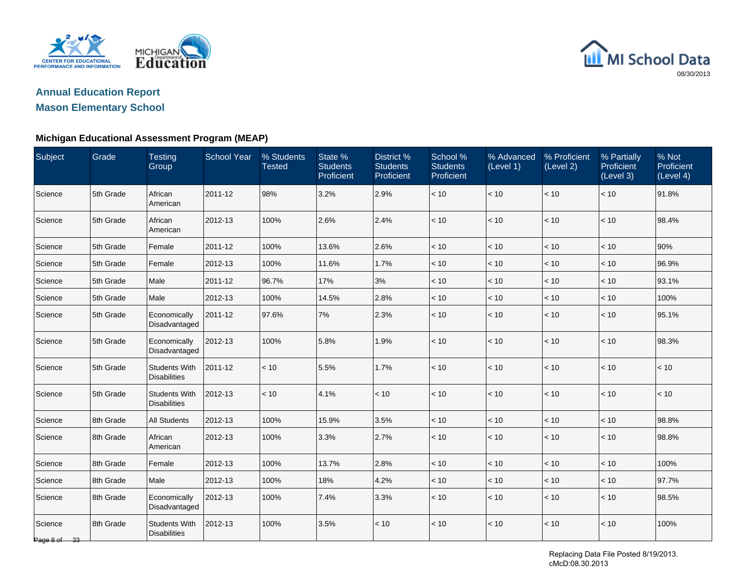## Annual Education Report

## Mason Elementary School

### Michigan Educational Assessment Program (MEAP)

| Subject | Grade | Testing Group | School Year | % Students Tested | State % Students Proficient | District % Students Proficient | School % Students Proficient | % Advanced (Level 1) | % Proficient (Level 2) | % Partially Proficient (Level 3) | % Not Proficient (Level 4) |
|---|---|---|---|---|---|---|---|---|---|---|---|
| Science | 5th Grade | African American | 2011-12 | 98% | 3.2% | 2.9% | < 10 | < 10 | < 10 | < 10 | 91.8% |
| Science | 5th Grade | African American | 2012-13 | 100% | 2.6% | 2.4% | < 10 | < 10 | < 10 | < 10 | 98.4% |
| Science | 5th Grade | Female | 2011-12 | 100% | 13.6% | 2.6% | < 10 | < 10 | < 10 | < 10 | 90% |
| Science | 5th Grade | Female | 2012-13 | 100% | 11.6% | 1.7% | < 10 | < 10 | < 10 | < 10 | 96.9% |
| Science | 5th Grade | Male | 2011-12 | 96.7% | 17% | 3% | < 10 | < 10 | < 10 | < 10 | 93.1% |
| Science | 5th Grade | Male | 2012-13 | 100% | 14.5% | 2.8% | < 10 | < 10 | < 10 | < 10 | 100% |
| Science | 5th Grade | Economically Disadvantaged | 2011-12 | 97.6% | 7% | 2.3% | < 10 | < 10 | < 10 | < 10 | 95.1% |
| Science | 5th Grade | Economically Disadvantaged | 2012-13 | 100% | 5.8% | 1.9% | < 10 | < 10 | < 10 | < 10 | 98.3% |
| Science | 5th Grade | Students With Disabilities | 2011-12 | < 10 | 5.5% | 1.7% | < 10 | < 10 | < 10 | < 10 | < 10 |
| Science | 5th Grade | Students With Disabilities | 2012-13 | < 10 | 4.1% | < 10 | < 10 | < 10 | < 10 | < 10 | < 10 |
| Science | 8th Grade | All Students | 2012-13 | 100% | 15.9% | 3.5% | < 10 | < 10 | < 10 | < 10 | 98.8% |
| Science | 8th Grade | African American | 2012-13 | 100% | 3.3% | 2.7% | < 10 | < 10 | < 10 | < 10 | 98.8% |
| Science | 8th Grade | Female | 2012-13 | 100% | 13.7% | 2.8% | < 10 | < 10 | < 10 | < 10 | 100% |
| Science | 8th Grade | Male | 2012-13 | 100% | 18% | 4.2% | < 10 | < 10 | < 10 | < 10 | 97.7% |
| Science | 8th Grade | Economically Disadvantaged | 2012-13 | 100% | 7.4% | 3.3% | < 10 | < 10 | < 10 | < 10 | 98.5% |
| Science | 8th Grade | Students With Disabilities | 2012-13 | 100% | 3.5% | < 10 | < 10 | < 10 | < 10 | < 10 | 100% |

Replacing Data File Posted 8/19/2013.
cMcD:08.30.2013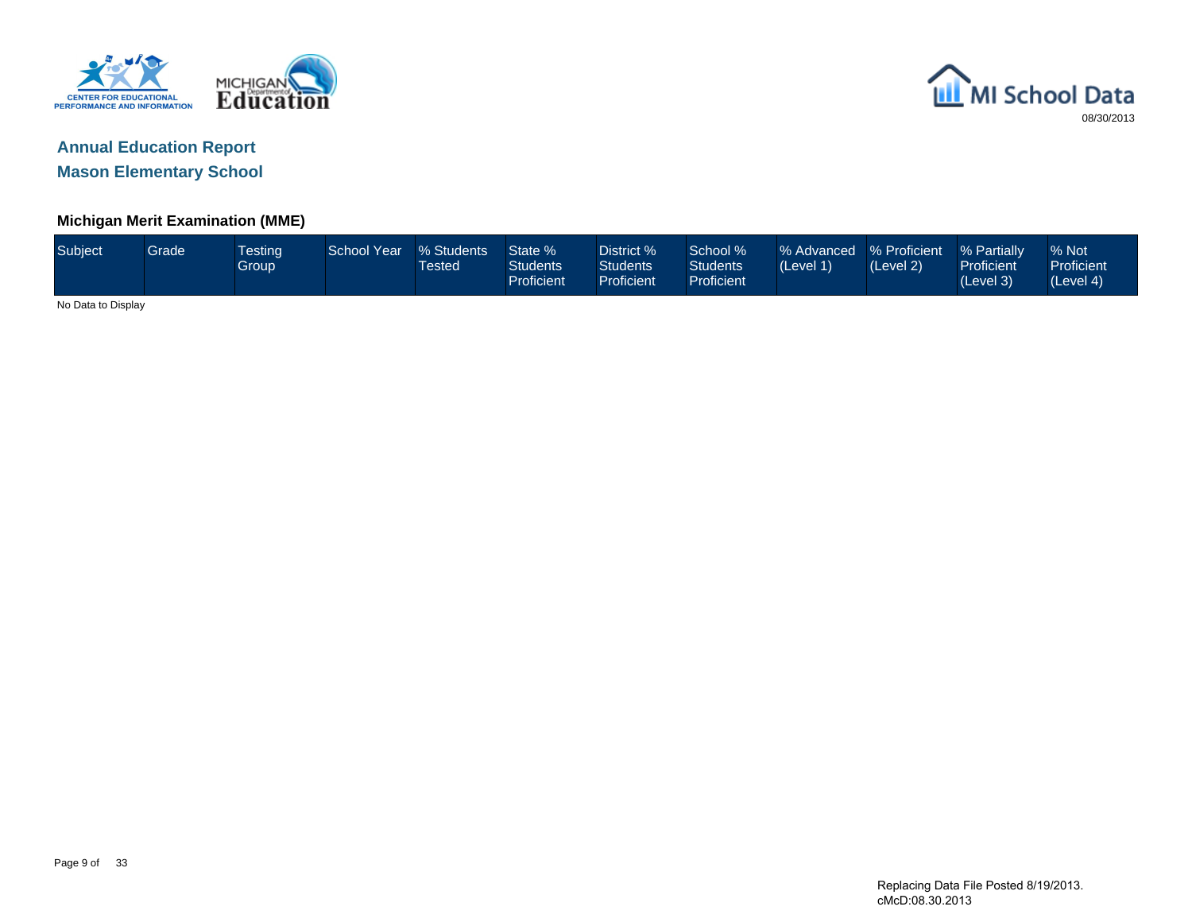## Annual Education Report

## Mason Elementary School

### Michigan Merit Examination (MME)

| Subject | Grade | Testing Group | School Year | % Students Tested | State % Students Proficient | District % Students Proficient | School % Students Proficient | % Advanced (Level 1) | % Proficient (Level 2) | % Partially Proficient (Level 3) | % Not Proficient (Level 4) |
|---|---|---|---|---|---|---|---|---|---|---|---|

No Data to Display

Replacing Data File Posted 8/19/2013.
cMcD:08.30.2013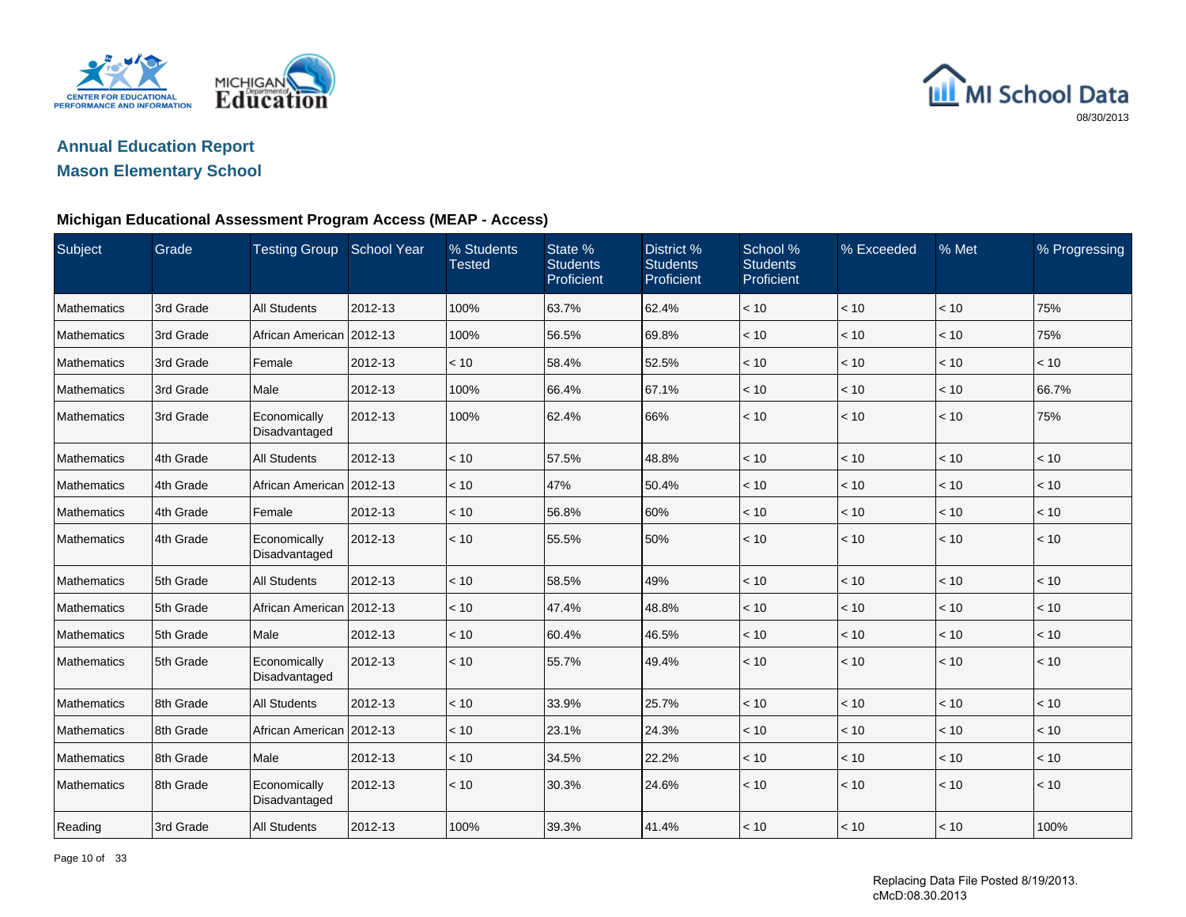## Annual Education Report

## Mason Elementary School

### Michigan Educational Assessment Program Access (MEAP - Access)

| Subject | Grade | Testing Group | School Year | % Students Tested | State % Students Proficient | District % Students Proficient | School % Students Proficient | % Exceeded | % Met | % Progressing |
|---|---|---|---|---|---|---|---|---|---|---|
| Mathematics | 3rd Grade | All Students | 2012-13 | 100% | 63.7% | 62.4% | < 10 | < 10 | < 10 | 75% |
| Mathematics | 3rd Grade | African American | 2012-13 | 100% | 56.5% | 69.8% | < 10 | < 10 | < 10 | 75% |
| Mathematics | 3rd Grade | Female | 2012-13 | < 10 | 58.4% | 52.5% | < 10 | < 10 | < 10 | < 10 |
| Mathematics | 3rd Grade | Male | 2012-13 | 100% | 66.4% | 67.1% | < 10 | < 10 | < 10 | 66.7% |
| Mathematics | 3rd Grade | Economically Disadvantaged | 2012-13 | 100% | 62.4% | 66% | < 10 | < 10 | < 10 | 75% |
| Mathematics | 4th Grade | All Students | 2012-13 | < 10 | 57.5% | 48.8% | < 10 | < 10 | < 10 | < 10 |
| Mathematics | 4th Grade | African American | 2012-13 | < 10 | 47% | 50.4% | < 10 | < 10 | < 10 | < 10 |
| Mathematics | 4th Grade | Female | 2012-13 | < 10 | 56.8% | 60% | < 10 | < 10 | < 10 | < 10 |
| Mathematics | 4th Grade | Economically Disadvantaged | 2012-13 | < 10 | 55.5% | 50% | < 10 | < 10 | < 10 | < 10 |
| Mathematics | 5th Grade | All Students | 2012-13 | < 10 | 58.5% | 49% | < 10 | < 10 | < 10 | < 10 |
| Mathematics | 5th Grade | African American | 2012-13 | < 10 | 47.4% | 48.8% | < 10 | < 10 | < 10 | < 10 |
| Mathematics | 5th Grade | Male | 2012-13 | < 10 | 60.4% | 46.5% | < 10 | < 10 | < 10 | < 10 |
| Mathematics | 5th Grade | Economically Disadvantaged | 2012-13 | < 10 | 55.7% | 49.4% | < 10 | < 10 | < 10 | < 10 |
| Mathematics | 8th Grade | All Students | 2012-13 | < 10 | 33.9% | 25.7% | < 10 | < 10 | < 10 | < 10 |
| Mathematics | 8th Grade | African American | 2012-13 | < 10 | 23.1% | 24.3% | < 10 | < 10 | < 10 | < 10 |
| Mathematics | 8th Grade | Male | 2012-13 | < 10 | 34.5% | 22.2% | < 10 | < 10 | < 10 | < 10 |
| Mathematics | 8th Grade | Economically Disadvantaged | 2012-13 | < 10 | 30.3% | 24.6% | < 10 | < 10 | < 10 | < 10 |
| Reading | 3rd Grade | All Students | 2012-13 | 100% | 39.3% | 41.4% | < 10 | < 10 | < 10 | 100% |

Replacing Data File Posted 8/19/2013.
cMcD:08.30.2013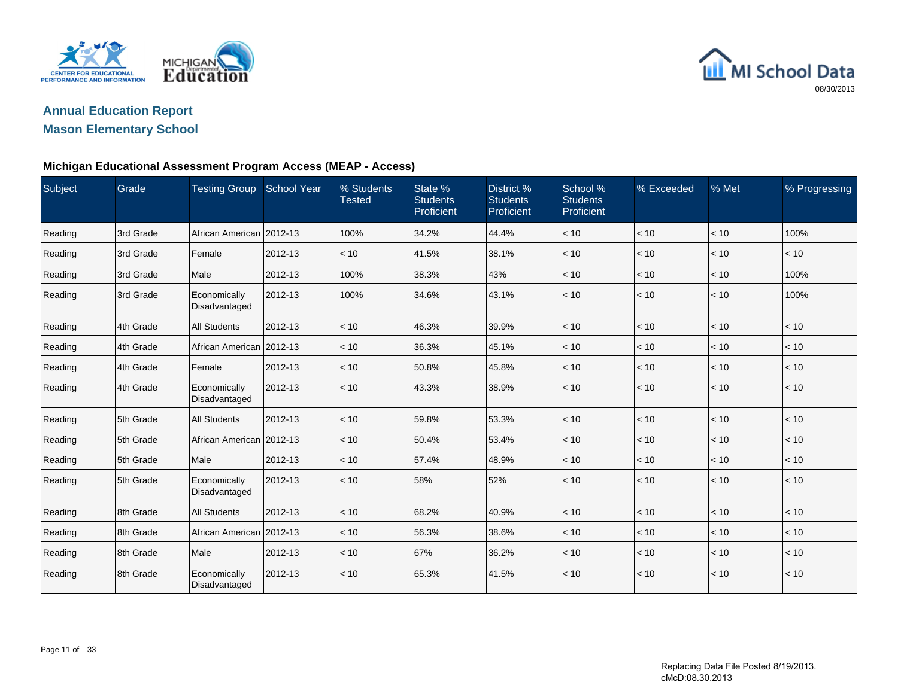## Annual Education Report

## Mason Elementary School

### Michigan Educational Assessment Program Access (MEAP - Access)

| Subject | Grade | Testing Group | School Year | % Students Tested | State % Students Proficient | District % Students Proficient | School % Students Proficient | % Exceeded | % Met | % Progressing |
|---|---|---|---|---|---|---|---|---|---|---|
| Reading | 3rd Grade | African American | 2012-13 | 100% | 34.2% | 44.4% | < 10 | < 10 | < 10 | 100% |
| Reading | 3rd Grade | Female | 2012-13 | < 10 | 41.5% | 38.1% | < 10 | < 10 | < 10 | < 10 |
| Reading | 3rd Grade | Male | 2012-13 | 100% | 38.3% | 43% | < 10 | < 10 | < 10 | 100% |
| Reading | 3rd Grade | Economically Disadvantaged | 2012-13 | 100% | 34.6% | 43.1% | < 10 | < 10 | < 10 | 100% |
| Reading | 4th Grade | All Students | 2012-13 | < 10 | 46.3% | 39.9% | < 10 | < 10 | < 10 | < 10 |
| Reading | 4th Grade | African American | 2012-13 | < 10 | 36.3% | 45.1% | < 10 | < 10 | < 10 | < 10 |
| Reading | 4th Grade | Female | 2012-13 | < 10 | 50.8% | 45.8% | < 10 | < 10 | < 10 | < 10 |
| Reading | 4th Grade | Economically Disadvantaged | 2012-13 | < 10 | 43.3% | 38.9% | < 10 | < 10 | < 10 | < 10 |
| Reading | 5th Grade | All Students | 2012-13 | < 10 | 59.8% | 53.3% | < 10 | < 10 | < 10 | < 10 |
| Reading | 5th Grade | African American | 2012-13 | < 10 | 50.4% | 53.4% | < 10 | < 10 | < 10 | < 10 |
| Reading | 5th Grade | Male | 2012-13 | < 10 | 57.4% | 48.9% | < 10 | < 10 | < 10 | < 10 |
| Reading | 5th Grade | Economically Disadvantaged | 2012-13 | < 10 | 58% | 52% | < 10 | < 10 | < 10 | < 10 |
| Reading | 8th Grade | All Students | 2012-13 | < 10 | 68.2% | 40.9% | < 10 | < 10 | < 10 | < 10 |
| Reading | 8th Grade | African American | 2012-13 | < 10 | 56.3% | 38.6% | < 10 | < 10 | < 10 | < 10 |
| Reading | 8th Grade | Male | 2012-13 | < 10 | 67% | 36.2% | < 10 | < 10 | < 10 | < 10 |
| Reading | 8th Grade | Economically Disadvantaged | 2012-13 | < 10 | 65.3% | 41.5% | < 10 | < 10 | < 10 | < 10 |

Replacing Data File Posted 8/19/2013.
cMcD:08.30.2013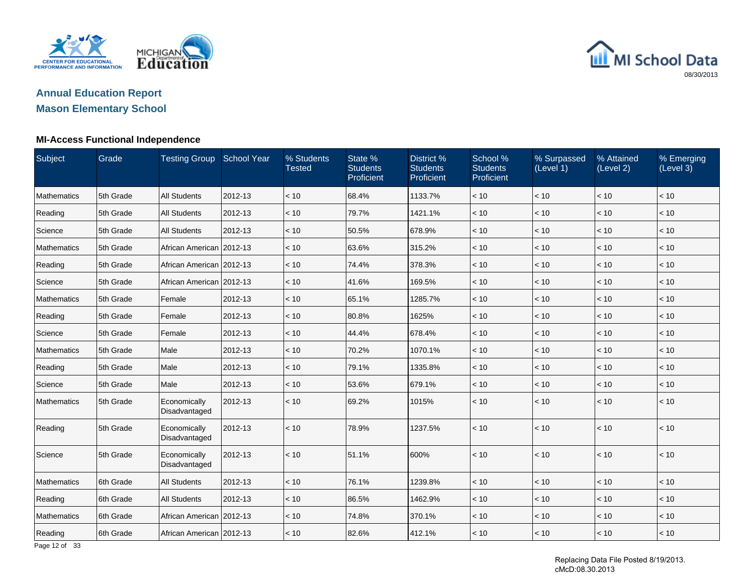## Annual Education Report
## Mason Elementary School

08/30/2013

### MI-Access Functional Independence

| Subject | Grade | Testing Group | School Year | % Students Tested | State % Students Proficient | District % Students Proficient | School % Students Proficient | % Surpassed (Level 1) | % Attained (Level 2) | % Emerging (Level 3) |
|---|---|---|---|---|---|---|---|---|---|---|
| Mathematics | 5th Grade | All Students | 2012-13 | < 10 | 68.4% | 1133.7% | < 10 | < 10 | < 10 | < 10 |
| Reading | 5th Grade | All Students | 2012-13 | < 10 | 79.7% | 1421.1% | < 10 | < 10 | < 10 | < 10 |
| Science | 5th Grade | All Students | 2012-13 | < 10 | 50.5% | 678.9% | < 10 | < 10 | < 10 | < 10 |
| Mathematics | 5th Grade | African American | 2012-13 | < 10 | 63.6% | 315.2% | < 10 | < 10 | < 10 | < 10 |
| Reading | 5th Grade | African American | 2012-13 | < 10 | 74.4% | 378.3% | < 10 | < 10 | < 10 | < 10 |
| Science | 5th Grade | African American | 2012-13 | < 10 | 41.6% | 169.5% | < 10 | < 10 | < 10 | < 10 |
| Mathematics | 5th Grade | Female | 2012-13 | < 10 | 65.1% | 1285.7% | < 10 | < 10 | < 10 | < 10 |
| Reading | 5th Grade | Female | 2012-13 | < 10 | 80.8% | 1625% | < 10 | < 10 | < 10 | < 10 |
| Science | 5th Grade | Female | 2012-13 | < 10 | 44.4% | 678.4% | < 10 | < 10 | < 10 | < 10 |
| Mathematics | 5th Grade | Male | 2012-13 | < 10 | 70.2% | 1070.1% | < 10 | < 10 | < 10 | < 10 |
| Reading | 5th Grade | Male | 2012-13 | < 10 | 79.1% | 1335.8% | < 10 | < 10 | < 10 | < 10 |
| Science | 5th Grade | Male | 2012-13 | < 10 | 53.6% | 679.1% | < 10 | < 10 | < 10 | < 10 |
| Mathematics | 5th Grade | Economically Disadvantaged | 2012-13 | < 10 | 69.2% | 1015% | < 10 | < 10 | < 10 | < 10 |
| Reading | 5th Grade | Economically Disadvantaged | 2012-13 | < 10 | 78.9% | 1237.5% | < 10 | < 10 | < 10 | < 10 |
| Science | 5th Grade | Economically Disadvantaged | 2012-13 | < 10 | 51.1% | 600% | < 10 | < 10 | < 10 | < 10 |
| Mathematics | 6th Grade | All Students | 2012-13 | < 10 | 76.1% | 1239.8% | < 10 | < 10 | < 10 | < 10 |
| Reading | 6th Grade | All Students | 2012-13 | < 10 | 86.5% | 1462.9% | < 10 | < 10 | < 10 | < 10 |
| Mathematics | 6th Grade | African American | 2012-13 | < 10 | 74.8% | 370.1% | < 10 | < 10 | < 10 | < 10 |
| Reading | 6th Grade | African American | 2012-13 | < 10 | 82.6% | 412.1% | < 10 | < 10 | < 10 | < 10 |

Replacing Data File Posted 8/19/2013.
cMcD:08.30.2013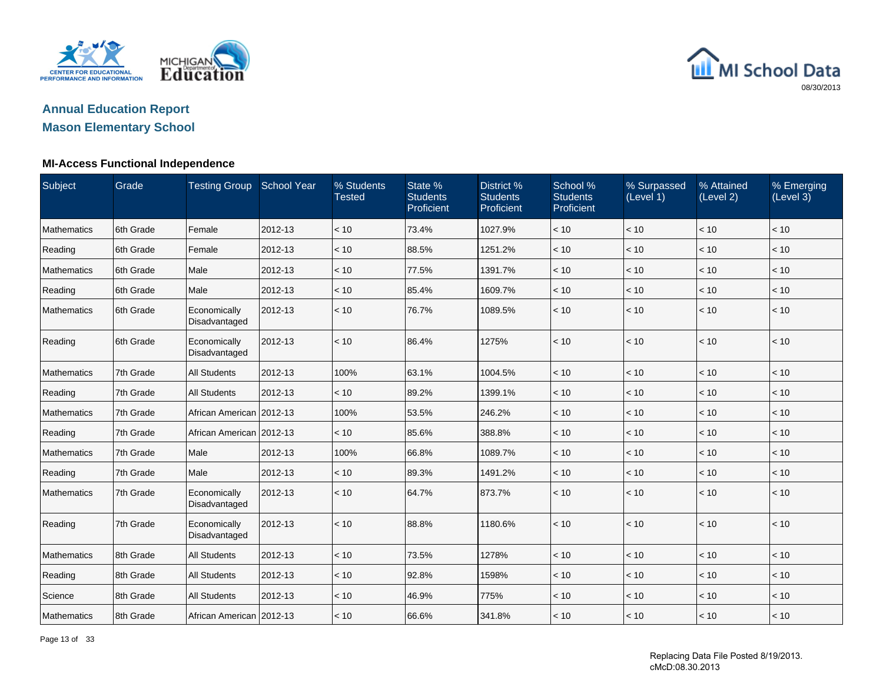## Annual Education Report

## Mason Elementary School

### MI-Access Functional Independence

| Subject | Grade | Testing Group | School Year | % Students Tested | State % Students Proficient | District % Students Proficient | School % Students Proficient | % Surpassed (Level 1) | % Attained (Level 2) | % Emerging (Level 3) |
|---|---|---|---|---|---|---|---|---|---|---|
| Mathematics | 6th Grade | Female | 2012-13 | < 10 | 73.4% | 1027.9% | < 10 | < 10 | < 10 | < 10 |
| Reading | 6th Grade | Female | 2012-13 | < 10 | 88.5% | 1251.2% | < 10 | < 10 | < 10 | < 10 |
| Mathematics | 6th Grade | Male | 2012-13 | < 10 | 77.5% | 1391.7% | < 10 | < 10 | < 10 | < 10 |
| Reading | 6th Grade | Male | 2012-13 | < 10 | 85.4% | 1609.7% | < 10 | < 10 | < 10 | < 10 |
| Mathematics | 6th Grade | Economically Disadvantaged | 2012-13 | < 10 | 76.7% | 1089.5% | < 10 | < 10 | < 10 | < 10 |
| Reading | 6th Grade | Economically Disadvantaged | 2012-13 | < 10 | 86.4% | 1275% | < 10 | < 10 | < 10 | < 10 |
| Mathematics | 7th Grade | All Students | 2012-13 | 100% | 63.1% | 1004.5% | < 10 | < 10 | < 10 | < 10 |
| Reading | 7th Grade | All Students | 2012-13 | < 10 | 89.2% | 1399.1% | < 10 | < 10 | < 10 | < 10 |
| Mathematics | 7th Grade | African American | 2012-13 | 100% | 53.5% | 246.2% | < 10 | < 10 | < 10 | < 10 |
| Reading | 7th Grade | African American | 2012-13 | < 10 | 85.6% | 388.8% | < 10 | < 10 | < 10 | < 10 |
| Mathematics | 7th Grade | Male | 2012-13 | 100% | 66.8% | 1089.7% | < 10 | < 10 | < 10 | < 10 |
| Reading | 7th Grade | Male | 2012-13 | < 10 | 89.3% | 1491.2% | < 10 | < 10 | < 10 | < 10 |
| Mathematics | 7th Grade | Economically Disadvantaged | 2012-13 | < 10 | 64.7% | 873.7% | < 10 | < 10 | < 10 | < 10 |
| Reading | 7th Grade | Economically Disadvantaged | 2012-13 | < 10 | 88.8% | 1180.6% | < 10 | < 10 | < 10 | < 10 |
| Mathematics | 8th Grade | All Students | 2012-13 | < 10 | 73.5% | 1278% | < 10 | < 10 | < 10 | < 10 |
| Reading | 8th Grade | All Students | 2012-13 | < 10 | 92.8% | 1598% | < 10 | < 10 | < 10 | < 10 |
| Science | 8th Grade | All Students | 2012-13 | < 10 | 46.9% | 775% | < 10 | < 10 | < 10 | < 10 |
| Mathematics | 8th Grade | African American | 2012-13 | < 10 | 66.6% | 341.8% | < 10 | < 10 | < 10 | < 10 |

Replacing Data File Posted 8/19/2013.
cMcD:08.30.2013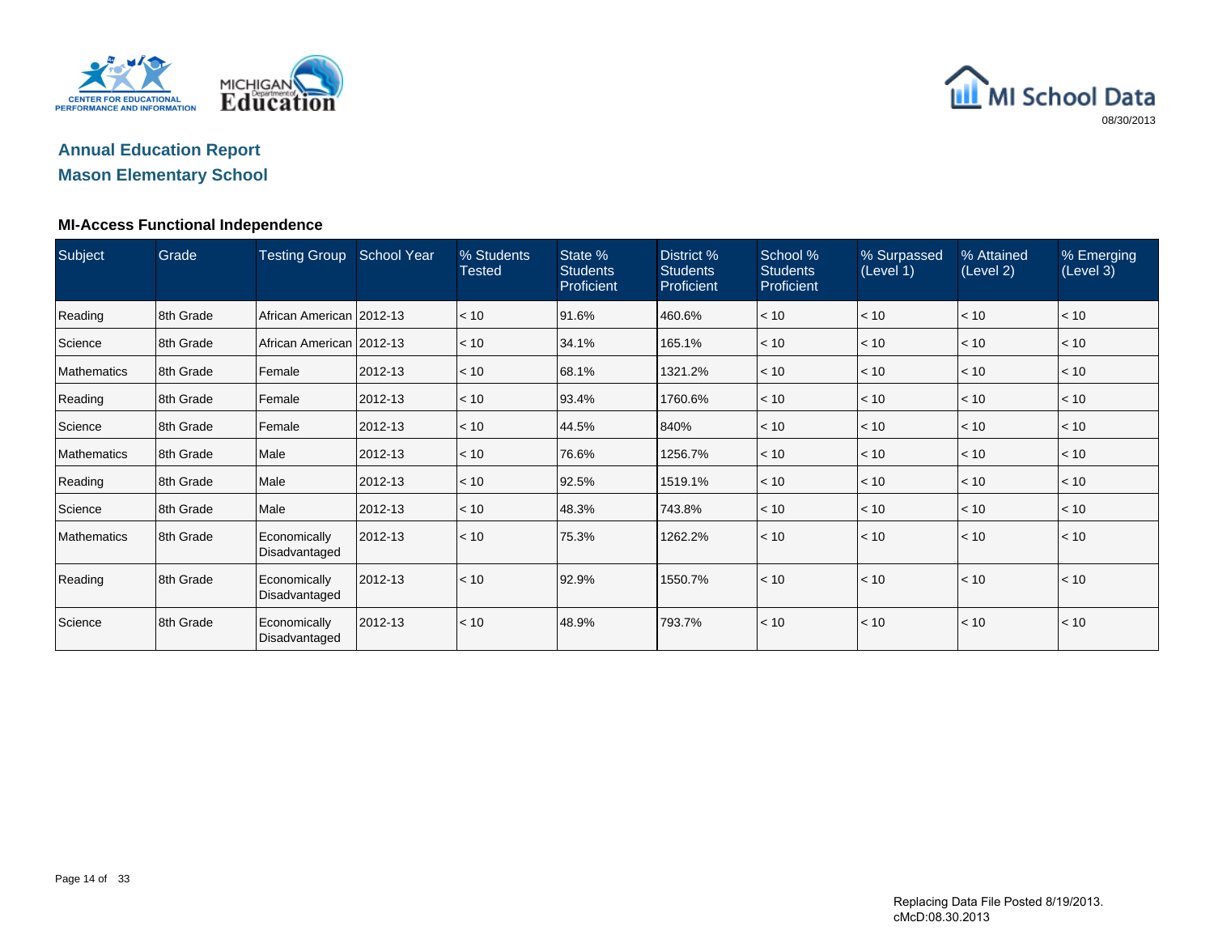## Annual Education Report

## Mason Elementary School

### MI-Access Functional Independence

| Subject | Grade | Testing Group | School Year | % Students Tested | State % Students Proficient | District % Students Proficient | School % Students Proficient | % Surpassed (Level 1) | % Attained (Level 2) | % Emerging (Level 3) |
|---|---|---|---|---|---|---|---|---|---|---|
| Reading | 8th Grade | African American | 2012-13 | < 10 | 91.6% | 460.6% | < 10 | < 10 | < 10 | < 10 |
| Science | 8th Grade | African American | 2012-13 | < 10 | 34.1% | 165.1% | < 10 | < 10 | < 10 | < 10 |
| Mathematics | 8th Grade | Female | 2012-13 | < 10 | 68.1% | 1321.2% | < 10 | < 10 | < 10 | < 10 |
| Reading | 8th Grade | Female | 2012-13 | < 10 | 93.4% | 1760.6% | < 10 | < 10 | < 10 | < 10 |
| Science | 8th Grade | Female | 2012-13 | < 10 | 44.5% | 840% | < 10 | < 10 | < 10 | < 10 |
| Mathematics | 8th Grade | Male | 2012-13 | < 10 | 76.6% | 1256.7% | < 10 | < 10 | < 10 | < 10 |
| Reading | 8th Grade | Male | 2012-13 | < 10 | 92.5% | 1519.1% | < 10 | < 10 | < 10 | < 10 |
| Science | 8th Grade | Male | 2012-13 | < 10 | 48.3% | 743.8% | < 10 | < 10 | < 10 | < 10 |
| Mathematics | 8th Grade | Economically Disadvantaged | 2012-13 | < 10 | 75.3% | 1262.2% | < 10 | < 10 | < 10 | < 10 |
| Reading | 8th Grade | Economically Disadvantaged | 2012-13 | < 10 | 92.9% | 1550.7% | < 10 | < 10 | < 10 | < 10 |
| Science | 8th Grade | Economically Disadvantaged | 2012-13 | < 10 | 48.9% | 793.7% | < 10 | < 10 | < 10 | < 10 |

Replacing Data File Posted 8/19/2013.
cMcD:08.30.2013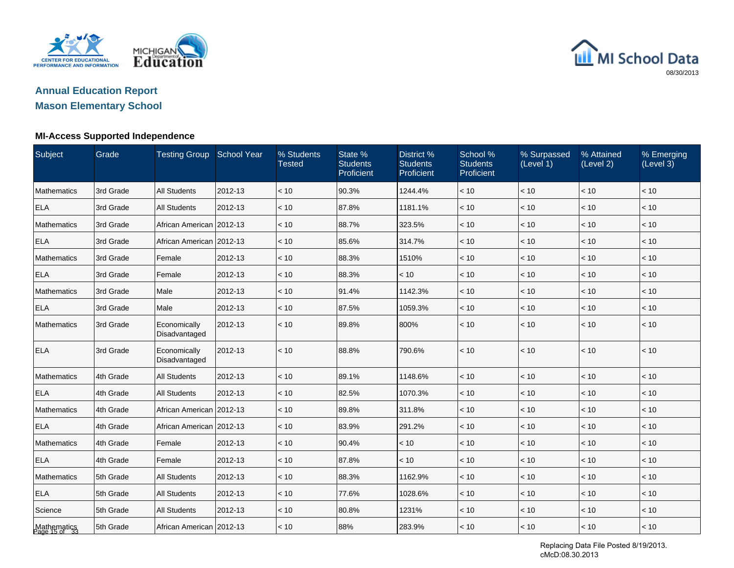# Annual Education Report

## Mason Elementary School

### MI-Access Supported Independence

| Subject | Grade | Testing Group | School Year | % Students Tested | State % Students Proficient | District % Students Proficient | School % Students Proficient | % Surpassed (Level 1) | % Attained (Level 2) | % Emerging (Level 3) |
|---|---|---|---|---|---|---|---|---|---|---|
| Mathematics | 3rd Grade | All Students | 2012-13 | < 10 | 90.3% | 1244.4% | < 10 | < 10 | < 10 | < 10 |
| ELA | 3rd Grade | All Students | 2012-13 | < 10 | 87.8% | 1181.1% | < 10 | < 10 | < 10 | < 10 |
| Mathematics | 3rd Grade | African American | 2012-13 | < 10 | 88.7% | 323.5% | < 10 | < 10 | < 10 | < 10 |
| ELA | 3rd Grade | African American | 2012-13 | < 10 | 85.6% | 314.7% | < 10 | < 10 | < 10 | < 10 |
| Mathematics | 3rd Grade | Female | 2012-13 | < 10 | 88.3% | 1510% | < 10 | < 10 | < 10 | < 10 |
| ELA | 3rd Grade | Female | 2012-13 | < 10 | 88.3% | < 10 | < 10 | < 10 | < 10 | < 10 |
| Mathematics | 3rd Grade | Male | 2012-13 | < 10 | 91.4% | 1142.3% | < 10 | < 10 | < 10 | < 10 |
| ELA | 3rd Grade | Male | 2012-13 | < 10 | 87.5% | 1059.3% | < 10 | < 10 | < 10 | < 10 |
| Mathematics | 3rd Grade | Economically Disadvantaged | 2012-13 | < 10 | 89.8% | 800% | < 10 | < 10 | < 10 | < 10 |
| ELA | 3rd Grade | Economically Disadvantaged | 2012-13 | < 10 | 88.8% | 790.6% | < 10 | < 10 | < 10 | < 10 |
| Mathematics | 4th Grade | All Students | 2012-13 | < 10 | 89.1% | 1148.6% | < 10 | < 10 | < 10 | < 10 |
| ELA | 4th Grade | All Students | 2012-13 | < 10 | 82.5% | 1070.3% | < 10 | < 10 | < 10 | < 10 |
| Mathematics | 4th Grade | African American | 2012-13 | < 10 | 89.8% | 311.8% | < 10 | < 10 | < 10 | < 10 |
| ELA | 4th Grade | African American | 2012-13 | < 10 | 83.9% | 291.2% | < 10 | < 10 | < 10 | < 10 |
| Mathematics | 4th Grade | Female | 2012-13 | < 10 | 90.4% | < 10 | < 10 | < 10 | < 10 | < 10 |
| ELA | 4th Grade | Female | 2012-13 | < 10 | 87.8% | < 10 | < 10 | < 10 | < 10 | < 10 |
| Mathematics | 5th Grade | All Students | 2012-13 | < 10 | 88.3% | 1162.9% | < 10 | < 10 | < 10 | < 10 |
| ELA | 5th Grade | All Students | 2012-13 | < 10 | 77.6% | 1028.6% | < 10 | < 10 | < 10 | < 10 |
| Science | 5th Grade | All Students | 2012-13 | < 10 | 80.8% | 1231% | < 10 | < 10 | < 10 | < 10 |
| Mathematics | 5th Grade | African American | 2012-13 | < 10 | 88% | 283.9% | < 10 | < 10 | < 10 | < 10 |

Replacing Data File Posted 8/19/2013.
cMcD:08.30.2013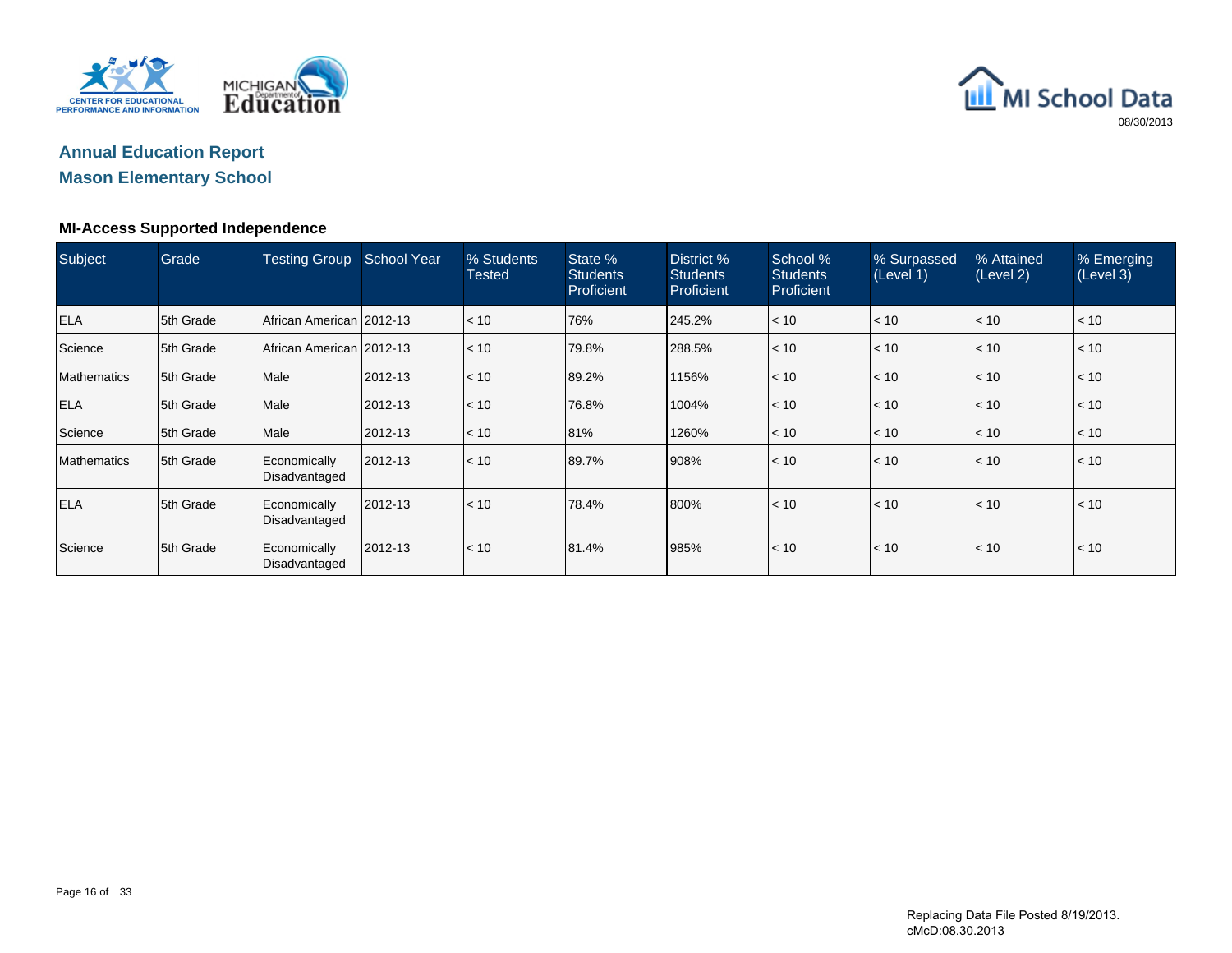# Annual Education Report

## Mason Elementary School

### MI-Access Supported Independence

| Subject | Grade | Testing Group | School Year | % Students Tested | State % Students Proficient | District % Students Proficient | School % Students Proficient | % Surpassed (Level 1) | % Attained (Level 2) | % Emerging (Level 3) |
|---|---|---|---|---|---|---|---|---|---|---|
| ELA | 5th Grade | African American | 2012-13 | < 10 | 76% | 245.2% | < 10 | < 10 | < 10 | < 10 |
| Science | 5th Grade | African American | 2012-13 | < 10 | 79.8% | 288.5% | < 10 | < 10 | < 10 | < 10 |
| Mathematics | 5th Grade | Male | 2012-13 | < 10 | 89.2% | 1156% | < 10 | < 10 | < 10 | < 10 |
| ELA | 5th Grade | Male | 2012-13 | < 10 | 76.8% | 1004% | < 10 | < 10 | < 10 | < 10 |
| Science | 5th Grade | Male | 2012-13 | < 10 | 81% | 1260% | < 10 | < 10 | < 10 | < 10 |
| Mathematics | 5th Grade | Economically Disadvantaged | 2012-13 | < 10 | 89.7% | 908% | < 10 | < 10 | < 10 | < 10 |
| ELA | 5th Grade | Economically Disadvantaged | 2012-13 | < 10 | 78.4% | 800% | < 10 | < 10 | < 10 | < 10 |
| Science | 5th Grade | Economically Disadvantaged | 2012-13 | < 10 | 81.4% | 985% | < 10 | < 10 | < 10 | < 10 |

Replacing Data File Posted 8/19/2013.
cMcD:08.30.2013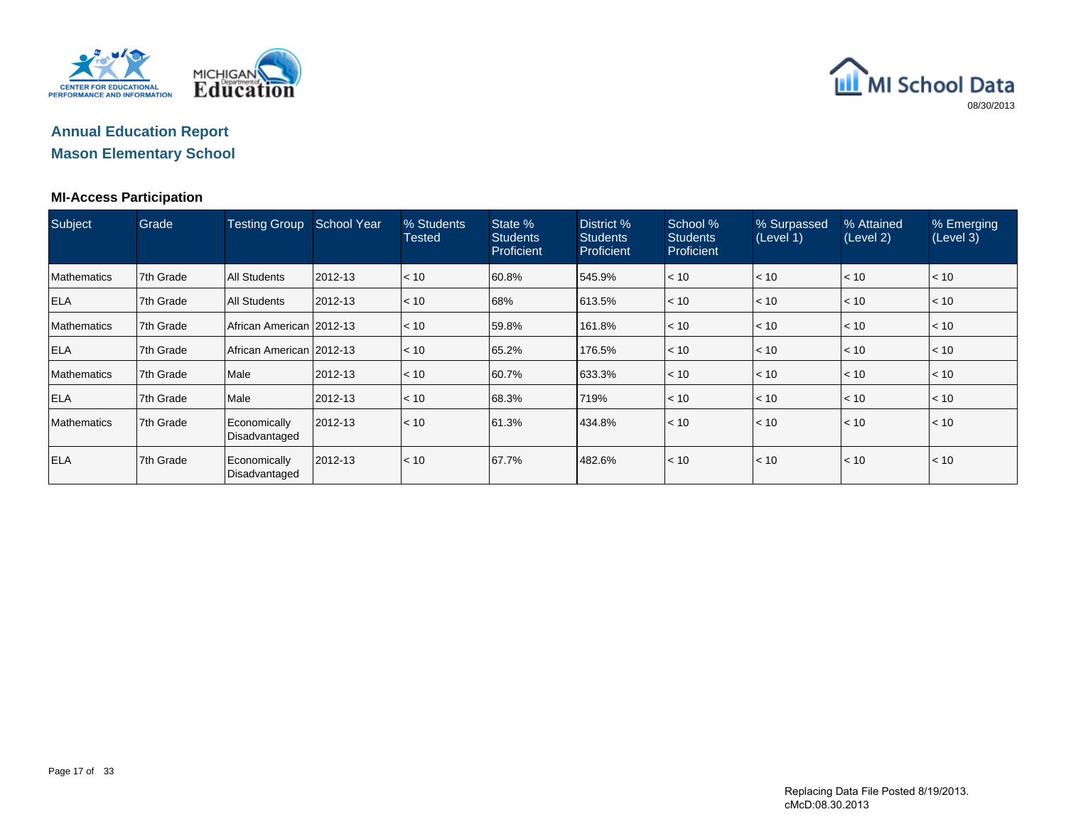## Annual Education Report
## Mason Elementary School

### MI-Access Participation

| Subject | Grade | Testing Group | School Year | % Students Tested | State % Students Proficient | District % Students Proficient | School % Students Proficient | % Surpassed (Level 1) | % Attained (Level 2) | % Emerging (Level 3) |
|---|---|---|---|---|---|---|---|---|---|---|
| Mathematics | 7th Grade | All Students | 2012-13 | < 10 | 60.8% | 545.9% | < 10 | < 10 | < 10 | < 10 |
| ELA | 7th Grade | All Students | 2012-13 | < 10 | 68% | 613.5% | < 10 | < 10 | < 10 | < 10 |
| Mathematics | 7th Grade | African American | 2012-13 | < 10 | 59.8% | 161.8% | < 10 | < 10 | < 10 | < 10 |
| ELA | 7th Grade | African American | 2012-13 | < 10 | 65.2% | 176.5% | < 10 | < 10 | < 10 | < 10 |
| Mathematics | 7th Grade | Male | 2012-13 | < 10 | 60.7% | 633.3% | < 10 | < 10 | < 10 | < 10 |
| ELA | 7th Grade | Male | 2012-13 | < 10 | 68.3% | 719% | < 10 | < 10 | < 10 | < 10 |
| Mathematics | 7th Grade | Economically Disadvantaged | 2012-13 | < 10 | 61.3% | 434.8% | < 10 | < 10 | < 10 | < 10 |
| ELA | 7th Grade | Economically Disadvantaged | 2012-13 | < 10 | 67.7% | 482.6% | < 10 | < 10 | < 10 | < 10 |

Replacing Data File Posted 8/19/2013.
cMcD:08.30.2013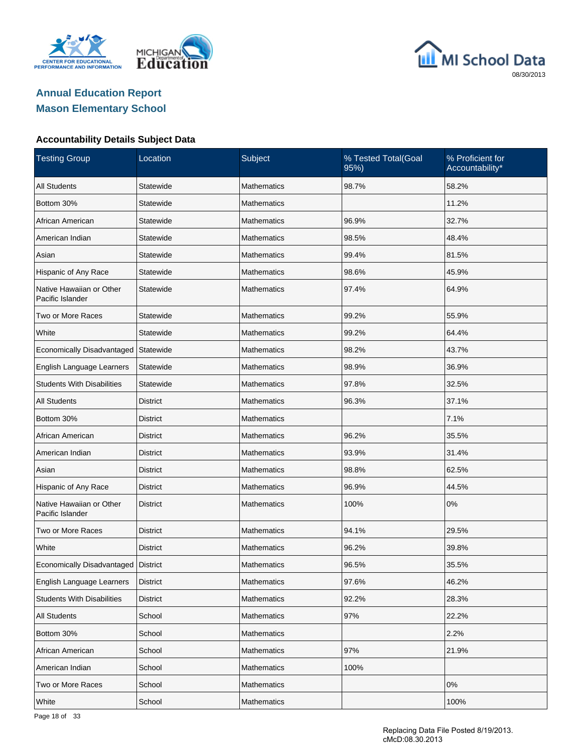## Annual Education Report

## Mason Elementary School

### Accountability Details Subject Data

| Testing Group | Location | Subject | % Tested Total(Goal 95%) | % Proficient for Accountability* |
|---|---|---|---|---|
| All Students | Statewide | Mathematics | 98.7% | 58.2% |
| Bottom 30% | Statewide | Mathematics | | 11.2% |
| African American | Statewide | Mathematics | 96.9% | 32.7% |
| American Indian | Statewide | Mathematics | 98.5% | 48.4% |
| Asian | Statewide | Mathematics | 99.4% | 81.5% |
| Hispanic of Any Race | Statewide | Mathematics | 98.6% | 45.9% |
| Native Hawaiian or Other Pacific Islander | Statewide | Mathematics | 97.4% | 64.9% |
| Two or More Races | Statewide | Mathematics | 99.2% | 55.9% |
| White | Statewide | Mathematics | 99.2% | 64.4% |
| Economically Disadvantaged | Statewide | Mathematics | 98.2% | 43.7% |
| English Language Learners | Statewide | Mathematics | 98.9% | 36.9% |
| Students With Disabilities | Statewide | Mathematics | 97.8% | 32.5% |
| All Students | District | Mathematics | 96.3% | 37.1% |
| Bottom 30% | District | Mathematics | | 7.1% |
| African American | District | Mathematics | 96.2% | 35.5% |
| American Indian | District | Mathematics | 93.9% | 31.4% |
| Asian | District | Mathematics | 98.8% | 62.5% |
| Hispanic of Any Race | District | Mathematics | 96.9% | 44.5% |
| Native Hawaiian or Other Pacific Islander | District | Mathematics | 100% | 0% |
| Two or More Races | District | Mathematics | 94.1% | 29.5% |
| White | District | Mathematics | 96.2% | 39.8% |
| Economically Disadvantaged | District | Mathematics | 96.5% | 35.5% |
| English Language Learners | District | Mathematics | 97.6% | 46.2% |
| Students With Disabilities | District | Mathematics | 92.2% | 28.3% |
| All Students | School | Mathematics | 97% | 22.2% |
| Bottom 30% | School | Mathematics | | 2.2% |
| African American | School | Mathematics | 97% | 21.9% |
| American Indian | School | Mathematics | 100% | |
| Two or More Races | School | Mathematics | | 0% |
| White | School | Mathematics | | 100% |

Replacing Data File Posted 8/19/2013.
cMcD:08.30.2013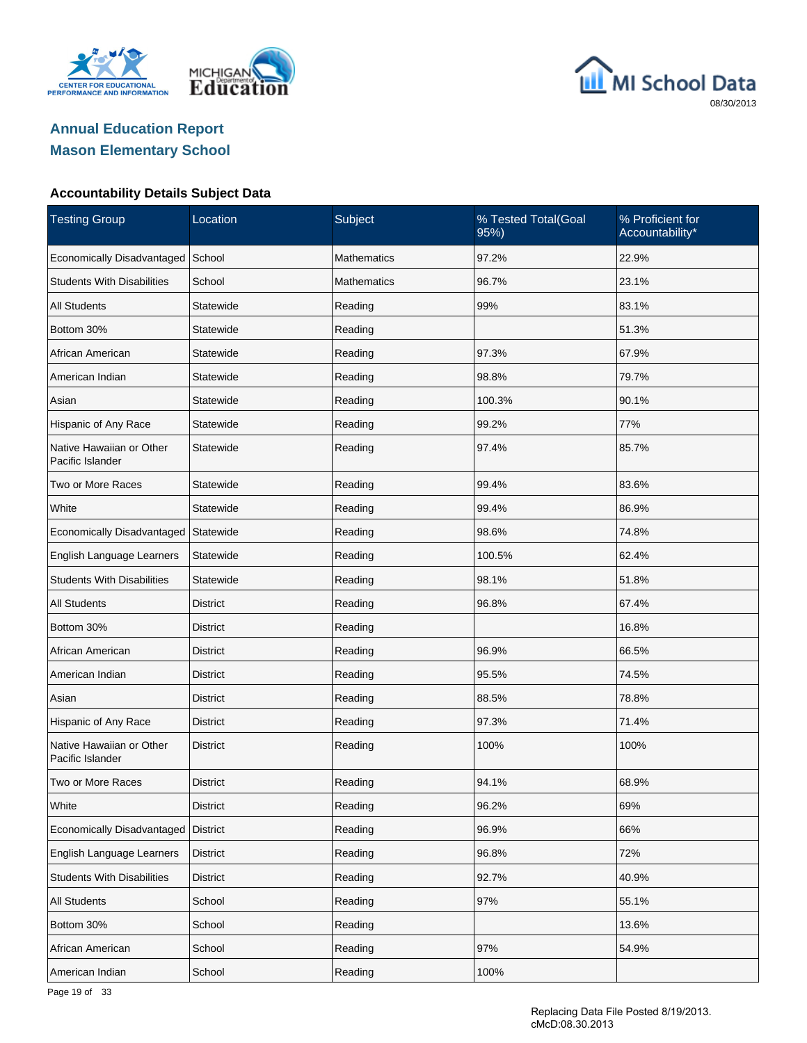# Annual Education Report
## Mason Elementary School

### Accountability Details Subject Data

| Testing Group | Location | Subject | % Tested Total(Goal 95%) | % Proficient for Accountability* |
|---|---|---|---|---|
| Economically Disadvantaged | School | Mathematics | 97.2% | 22.9% |
| Students With Disabilities | School | Mathematics | 96.7% | 23.1% |
| All Students | Statewide | Reading | 99% | 83.1% |
| Bottom 30% | Statewide | Reading | | 51.3% |
| African American | Statewide | Reading | 97.3% | 67.9% |
| American Indian | Statewide | Reading | 98.8% | 79.7% |
| Asian | Statewide | Reading | 100.3% | 90.1% |
| Hispanic of Any Race | Statewide | Reading | 99.2% | 77% |
| Native Hawaiian or Other Pacific Islander | Statewide | Reading | 97.4% | 85.7% |
| Two or More Races | Statewide | Reading | 99.4% | 83.6% |
| White | Statewide | Reading | 99.4% | 86.9% |
| Economically Disadvantaged | Statewide | Reading | 98.6% | 74.8% |
| English Language Learners | Statewide | Reading | 100.5% | 62.4% |
| Students With Disabilities | Statewide | Reading | 98.1% | 51.8% |
| All Students | District | Reading | 96.8% | 67.4% |
| Bottom 30% | District | Reading | | 16.8% |
| African American | District | Reading | 96.9% | 66.5% |
| American Indian | District | Reading | 95.5% | 74.5% |
| Asian | District | Reading | 88.5% | 78.8% |
| Hispanic of Any Race | District | Reading | 97.3% | 71.4% |
| Native Hawaiian or Other Pacific Islander | District | Reading | 100% | 100% |
| Two or More Races | District | Reading | 94.1% | 68.9% |
| White | District | Reading | 96.2% | 69% |
| Economically Disadvantaged | District | Reading | 96.9% | 66% |
| English Language Learners | District | Reading | 96.8% | 72% |
| Students With Disabilities | District | Reading | 92.7% | 40.9% |
| All Students | School | Reading | 97% | 55.1% |
| Bottom 30% | School | Reading | | 13.6% |
| African American | School | Reading | 97% | 54.9% |
| American Indian | School | Reading | 100% | |

Replacing Data File Posted 8/19/2013.
cMcD:08.30.2013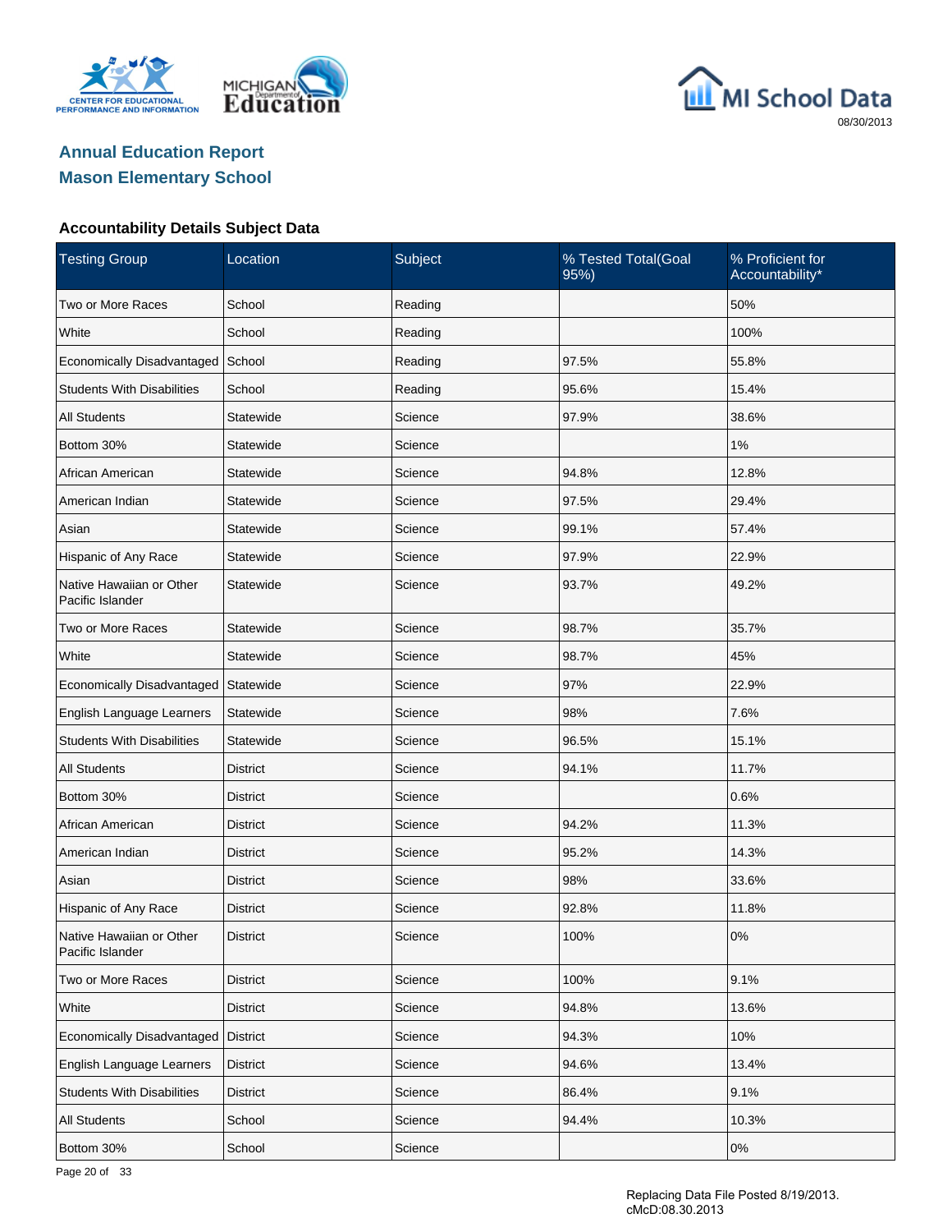## Annual Education Report

## Mason Elementary School

### Accountability Details Subject Data

| Testing Group | Location | Subject | % Tested Total(Goal 95%) | % Proficient for Accountability* |
|---|---|---|---|---|
| Two or More Races | School | Reading | | 50% |
| White | School | Reading | | 100% |
| Economically Disadvantaged | School | Reading | 97.5% | 55.8% |
| Students With Disabilities | School | Reading | 95.6% | 15.4% |
| All Students | Statewide | Science | 97.9% | 38.6% |
| Bottom 30% | Statewide | Science | | 1% |
| African American | Statewide | Science | 94.8% | 12.8% |
| American Indian | Statewide | Science | 97.5% | 29.4% |
| Asian | Statewide | Science | 99.1% | 57.4% |
| Hispanic of Any Race | Statewide | Science | 97.9% | 22.9% |
| Native Hawaiian or Other Pacific Islander | Statewide | Science | 93.7% | 49.2% |
| Two or More Races | Statewide | Science | 98.7% | 35.7% |
| White | Statewide | Science | 98.7% | 45% |
| Economically Disadvantaged | Statewide | Science | 97% | 22.9% |
| English Language Learners | Statewide | Science | 98% | 7.6% |
| Students With Disabilities | Statewide | Science | 96.5% | 15.1% |
| All Students | District | Science | 94.1% | 11.7% |
| Bottom 30% | District | Science | | 0.6% |
| African American | District | Science | 94.2% | 11.3% |
| American Indian | District | Science | 95.2% | 14.3% |
| Asian | District | Science | 98% | 33.6% |
| Hispanic of Any Race | District | Science | 92.8% | 11.8% |
| Native Hawaiian or Other Pacific Islander | District | Science | 100% | 0% |
| Two or More Races | District | Science | 100% | 9.1% |
| White | District | Science | 94.8% | 13.6% |
| Economically Disadvantaged | District | Science | 94.3% | 10% |
| English Language Learners | District | Science | 94.6% | 13.4% |
| Students With Disabilities | District | Science | 86.4% | 9.1% |
| All Students | School | Science | 94.4% | 10.3% |
| Bottom 30% | School | Science | | 0% |

Replacing Data File Posted 8/19/2013.
cMcD:08.30.2013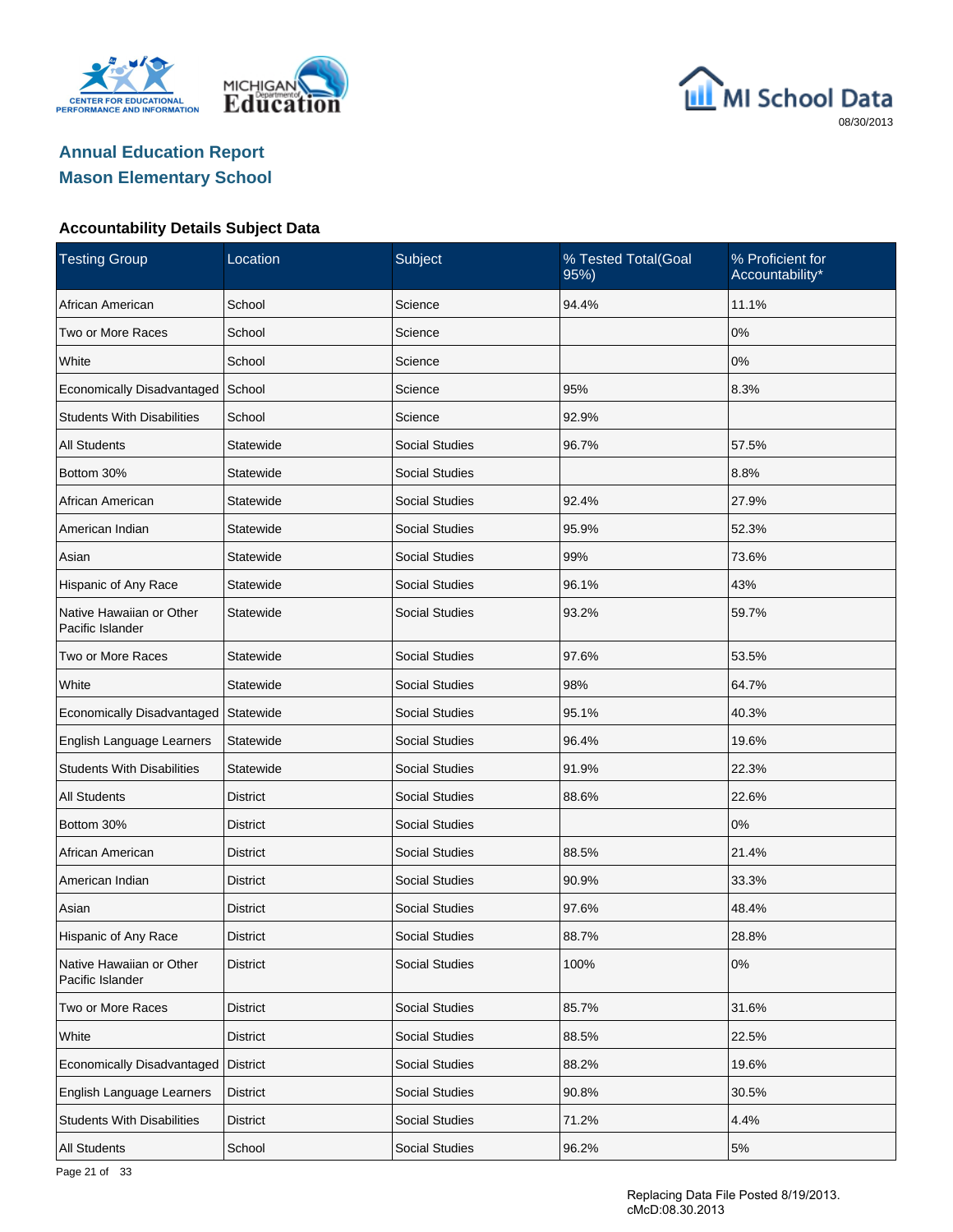## Annual Education Report

## Mason Elementary School

### Accountability Details Subject Data

| Testing Group | Location | Subject | % Tested Total(Goal 95%) | % Proficient for Accountability* |
|---|---|---|---|---|
| African American | School | Science | 94.4% | 11.1% |
| Two or More Races | School | Science | | 0% |
| White | School | Science | | 0% |
| Economically Disadvantaged | School | Science | 95% | 8.3% |
| Students With Disabilities | School | Science | 92.9% | |
| All Students | Statewide | Social Studies | 96.7% | 57.5% |
| Bottom 30% | Statewide | Social Studies | | 8.8% |
| African American | Statewide | Social Studies | 92.4% | 27.9% |
| American Indian | Statewide | Social Studies | 95.9% | 52.3% |
| Asian | Statewide | Social Studies | 99% | 73.6% |
| Hispanic of Any Race | Statewide | Social Studies | 96.1% | 43% |
| Native Hawaiian or Other Pacific Islander | Statewide | Social Studies | 93.2% | 59.7% |
| Two or More Races | Statewide | Social Studies | 97.6% | 53.5% |
| White | Statewide | Social Studies | 98% | 64.7% |
| Economically Disadvantaged | Statewide | Social Studies | 95.1% | 40.3% |
| English Language Learners | Statewide | Social Studies | 96.4% | 19.6% |
| Students With Disabilities | Statewide | Social Studies | 91.9% | 22.3% |
| All Students | District | Social Studies | 88.6% | 22.6% |
| Bottom 30% | District | Social Studies | | 0% |
| African American | District | Social Studies | 88.5% | 21.4% |
| American Indian | District | Social Studies | 90.9% | 33.3% |
| Asian | District | Social Studies | 97.6% | 48.4% |
| Hispanic of Any Race | District | Social Studies | 88.7% | 28.8% |
| Native Hawaiian or Other Pacific Islander | District | Social Studies | 100% | 0% |
| Two or More Races | District | Social Studies | 85.7% | 31.6% |
| White | District | Social Studies | 88.5% | 22.5% |
| Economically Disadvantaged | District | Social Studies | 88.2% | 19.6% |
| English Language Learners | District | Social Studies | 90.8% | 30.5% |
| Students With Disabilities | District | Social Studies | 71.2% | 4.4% |
| All Students | School | Social Studies | 96.2% | 5% |

Replacing Data File Posted 8/19/2013.
cMcD:08.30.2013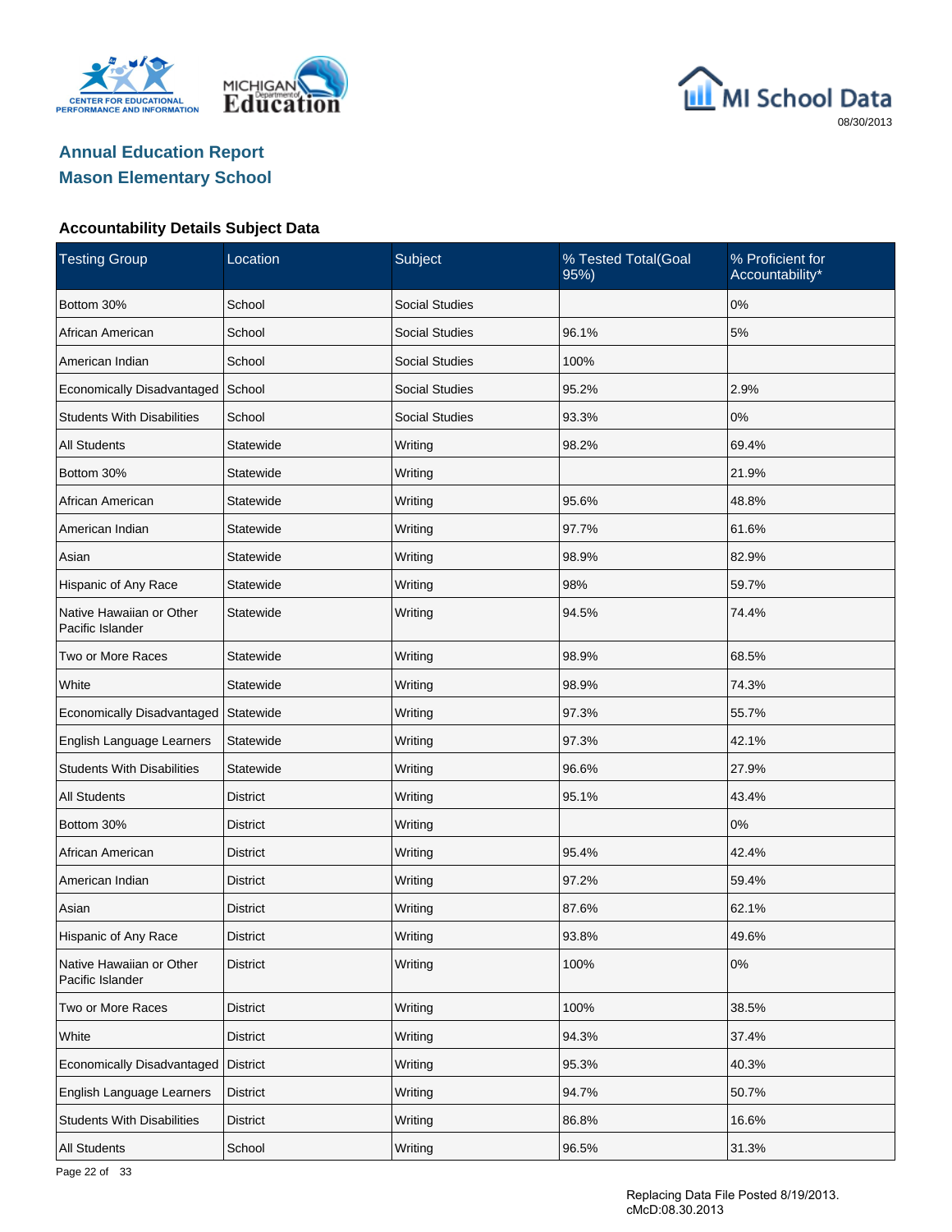**Annual Education Report**
**Mason Elementary School**

### Accountability Details Subject Data

| Testing Group | Location | Subject | % Tested Total(Goal 95%) | % Proficient for Accountability* |
|---|---|---|---|---|
| Bottom 30% | School | Social Studies | | 0% |
| African American | School | Social Studies | 96.1% | 5% |
| American Indian | School | Social Studies | 100% | |
| Economically Disadvantaged | School | Social Studies | 95.2% | 2.9% |
| Students With Disabilities | School | Social Studies | 93.3% | 0% |
| All Students | Statewide | Writing | 98.2% | 69.4% |
| Bottom 30% | Statewide | Writing | | 21.9% |
| African American | Statewide | Writing | 95.6% | 48.8% |
| American Indian | Statewide | Writing | 97.7% | 61.6% |
| Asian | Statewide | Writing | 98.9% | 82.9% |
| Hispanic of Any Race | Statewide | Writing | 98% | 59.7% |
| Native Hawaiian or Other Pacific Islander | Statewide | Writing | 94.5% | 74.4% |
| Two or More Races | Statewide | Writing | 98.9% | 68.5% |
| White | Statewide | Writing | 98.9% | 74.3% |
| Economically Disadvantaged | Statewide | Writing | 97.3% | 55.7% |
| English Language Learners | Statewide | Writing | 97.3% | 42.1% |
| Students With Disabilities | Statewide | Writing | 96.6% | 27.9% |
| All Students | District | Writing | 95.1% | 43.4% |
| Bottom 30% | District | Writing | | 0% |
| African American | District | Writing | 95.4% | 42.4% |
| American Indian | District | Writing | 97.2% | 59.4% |
| Asian | District | Writing | 87.6% | 62.1% |
| Hispanic of Any Race | District | Writing | 93.8% | 49.6% |
| Native Hawaiian or Other Pacific Islander | District | Writing | 100% | 0% |
| Two or More Races | District | Writing | 100% | 38.5% |
| White | District | Writing | 94.3% | 37.4% |
| Economically Disadvantaged | District | Writing | 95.3% | 40.3% |
| English Language Learners | District | Writing | 94.7% | 50.7% |
| Students With Disabilities | District | Writing | 86.8% | 16.6% |
| All Students | School | Writing | 96.5% | 31.3% |

Replacing Data File Posted 8/19/2013.
cMcD:08.30.2013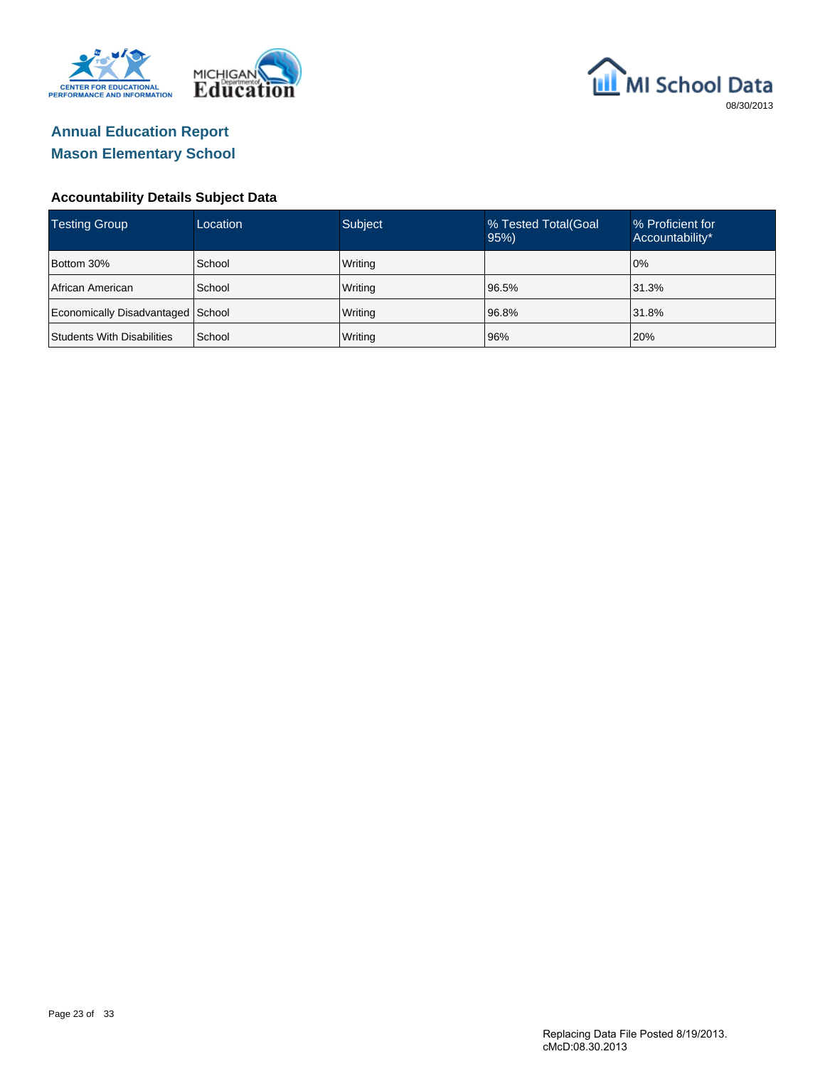MI School Data

08/30/2013

## Annual Education Report
## Mason Elementary School

### Accountability Details Subject Data

| Testing Group | Location | Subject | % Tested Total(Goal 95%) | % Proficient for Accountability* |
|---|---|---|---|---|
| Bottom 30% | School | Writing | | 0% |
| African American | School | Writing | 96.5% | 31.3% |
| Economically Disadvantaged | School | Writing | 96.8% | 31.8% |
| Students With Disabilities | School | Writing | 96% | 20% |

Replacing Data File Posted 8/19/2013.
cMcD:08.30.2013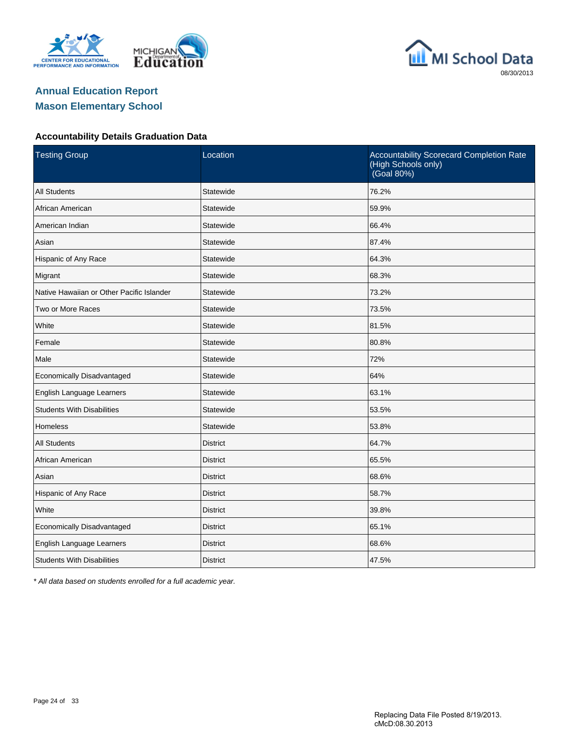# Annual Education Report

## Mason Elementary School

### Accountability Details Graduation Data

| Testing Group | Location | Accountability Scorecard Completion Rate (High Schools only) (Goal 80%) |
|---|---|---|
| All Students | Statewide | 76.2% |
| African American | Statewide | 59.9% |
| American Indian | Statewide | 66.4% |
| Asian | Statewide | 87.4% |
| Hispanic of Any Race | Statewide | 64.3% |
| Migrant | Statewide | 68.3% |
| Native Hawaiian or Other Pacific Islander | Statewide | 73.2% |
| Two or More Races | Statewide | 73.5% |
| White | Statewide | 81.5% |
| Female | Statewide | 80.8% |
| Male | Statewide | 72% |
| Economically Disadvantaged | Statewide | 64% |
| English Language Learners | Statewide | 63.1% |
| Students With Disabilities | Statewide | 53.5% |
| Homeless | Statewide | 53.8% |
| All Students | District | 64.7% |
| African American | District | 65.5% |
| Asian | District | 68.6% |
| Hispanic of Any Race | District | 58.7% |
| White | District | 39.8% |
| Economically Disadvantaged | District | 65.1% |
| English Language Learners | District | 68.6% |
| Students With Disabilities | District | 47.5% |

*\* All data based on students enrolled for a full academic year.*

Replacing Data File Posted 8/19/2013.
cMcD:08.30.2013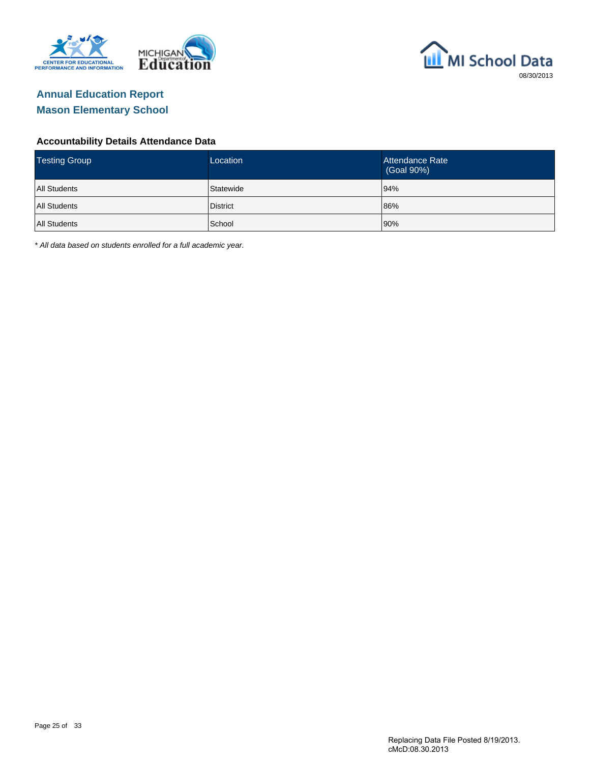# Annual Education Report
## Mason Elementary School

### Accountability Details Attendance Data

| Testing Group | Location | Attendance Rate (Goal 90%) |
| --- | --- | --- |
| All Students | Statewide | 94% |
| All Students | District | 86% |
| All Students | School | 90% |

*\* All data based on students enrolled for a full academic year.*

Replacing Data File Posted 8/19/2013.
cMcD:08.30.2013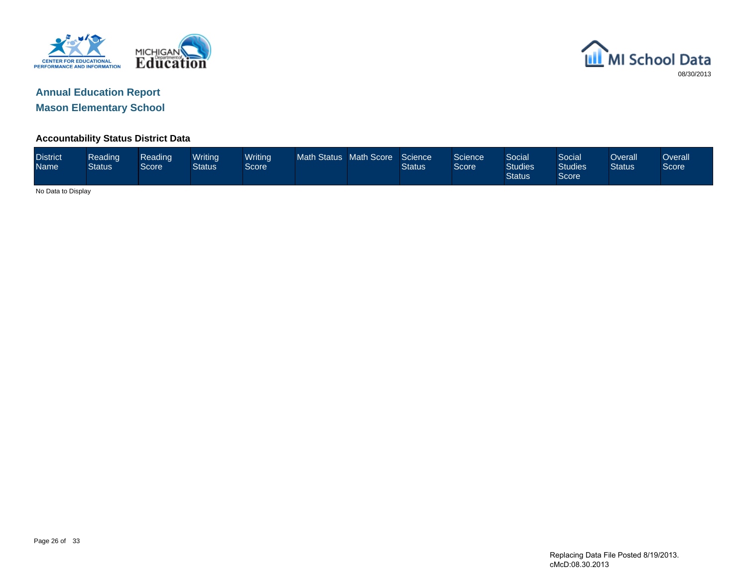# Annual Education Report

## Mason Elementary School

### Accountability Status District Data

| District Name | Reading Status | Reading Score | Writing Status | Writing Score | Math Status | Math Score | Science Status | Science Score | Social Studies Status | Social Studies Score | Overall Status | Overall Score |
|---|---|---|---|---|---|---|---|---|---|---|---|---|

No Data to Display

Replacing Data File Posted 8/19/2013.
cMcD:08.30.2013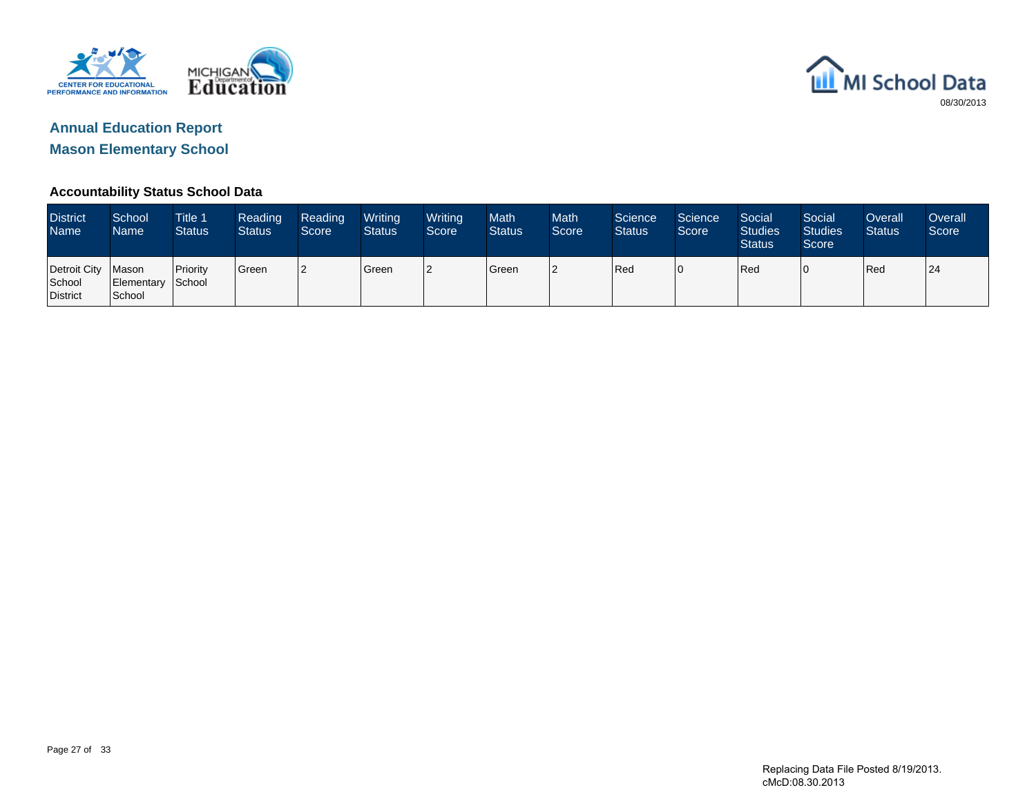# Annual Education Report

## Mason Elementary School

### Accountability Status School Data

| District Name | School Name | Title 1 Status | Reading Status | Reading Score | Writing Status | Writing Score | Math Status | Math Score | Science Status | Science Score | Social Studies Status | Social Studies Score | Overall Status | Overall Score |
|---|---|---|---|---|---|---|---|---|---|---|---|---|---|---|
| Detroit City School District | Mason Elementary School | Priority School | Green | 2 | Green | 2 | Green | 2 | Red | 0 | Red | 0 | Red | 24 |

Replacing Data File Posted 8/19/2013.
cMcD:08.30.2013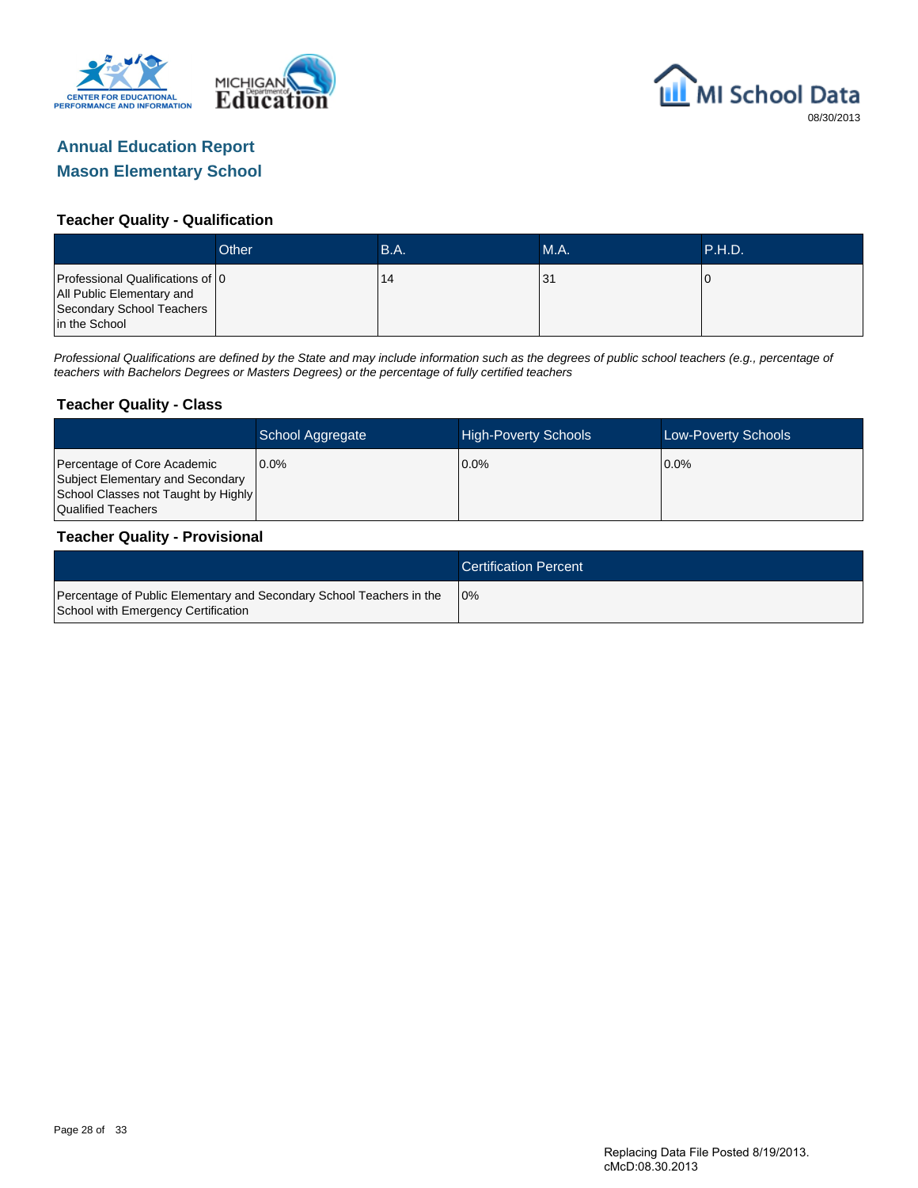# Annual Education Report
## Mason Elementary School

### Teacher Quality - Qualification

| | Other | B.A. | M.A. | P.H.D. |
|---|---|---|---|---|
| Professional Qualifications of All Public Elementary and Secondary School Teachers in the School | 0 | 14 | 31 | 0 |

*Professional Qualifications are defined by the State and may include information such as the degrees of public school teachers (e.g., percentage of teachers with Bachelors Degrees or Masters Degrees) or the percentage of fully certified teachers*

### Teacher Quality - Class

| | School Aggregate | High-Poverty Schools | Low-Poverty Schools |
|---|---|---|---|
| Percentage of Core Academic Subject Elementary and Secondary School Classes not Taught by Highly Qualified Teachers | 0.0% | 0.0% | 0.0% |

### Teacher Quality - Provisional

| | Certification Percent |
|---|---|
| Percentage of Public Elementary and Secondary School Teachers in the School with Emergency Certification | 0% |

Replacing Data File Posted 8/19/2013.
cMcD:08.30.2013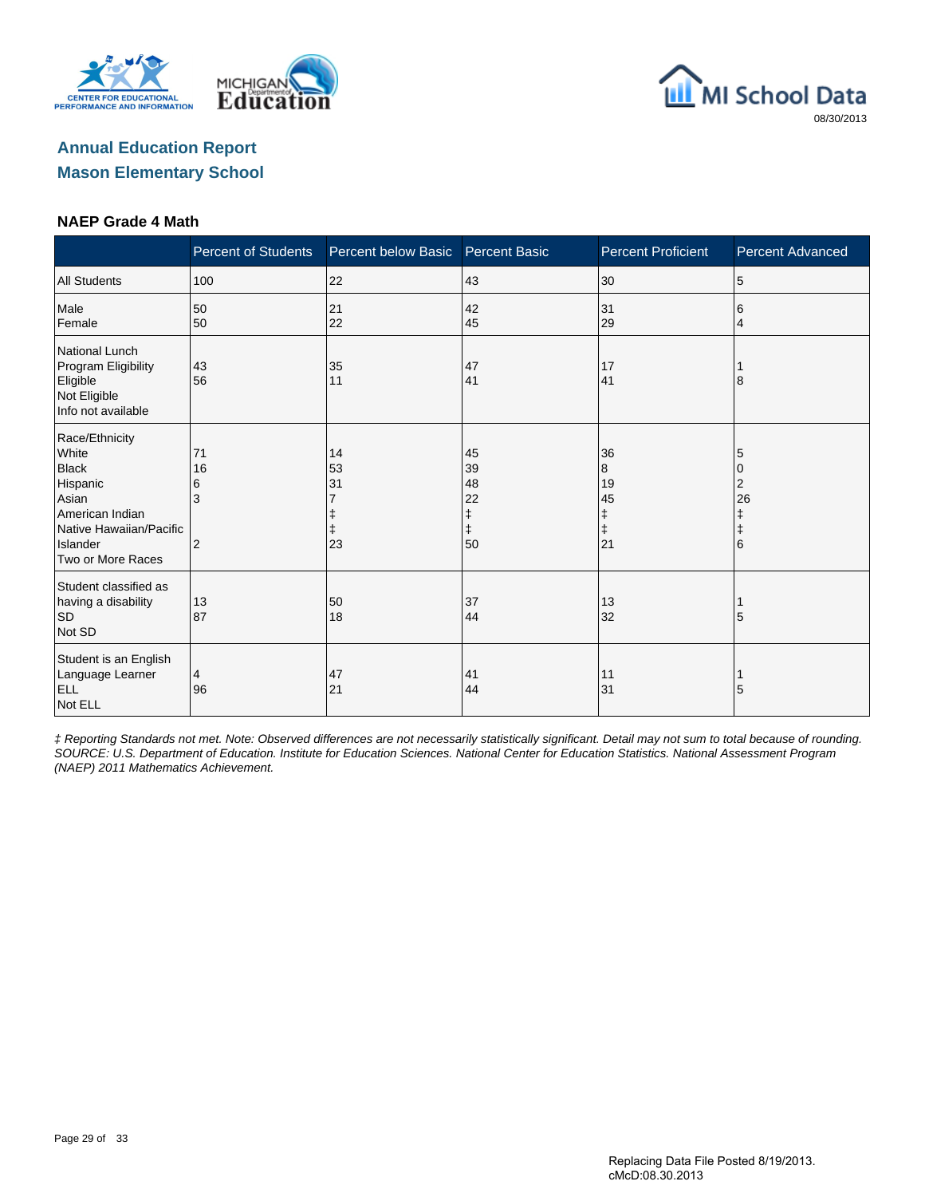# Annual Education Report

## Mason Elementary School

08/30/2013

### NAEP Grade 4 Math

| | Percent of Students | Percent below Basic | Percent Basic | Percent Proficient | Percent Advanced |
|---|---|---|---|---|---|
| All Students | 100 | 22 | 43 | 30 | 5 |
| Male | 50 | 21 | 42 | 31 | 6 |
| Female | 50 | 22 | 45 | 29 | 4 |
| National Lunch Program Eligibility | | | | | |
| Eligible | 43 | 35 | 47 | 17 | 1 |
| Not Eligible | 56 | 11 | 41 | 41 | 8 |
| Info not available | | | | | |
| Race/Ethnicity | | | | | |
| White | 71 | 14 | 45 | 36 | 5 |
| Black | 16 | 53 | 39 | 8 | 0 |
| Hispanic | 6 | 31 | 48 | 19 | 2 |
| Asian | 3 | 7 | 22 | 45 | 26 |
| American Indian | | ‡ | ‡ | ‡ | ‡ |
| Native Hawaiian/Pacific Islander | | ‡ | ‡ | ‡ | ‡ |
| Two or More Races | 2 | 23 | 50 | 21 | 6 |
| Student classified as having a disability | | | | | |
| SD | 13 | 50 | 37 | 13 | 1 |
| Not SD | 87 | 18 | 44 | 32 | 5 |
| Student is an English Language Learner | | | | | |
| ELL | 4 | 47 | 41 | 11 | 1 |
| Not ELL | 96 | 21 | 44 | 31 | 5 |

*‡ Reporting Standards not met. Note: Observed differences are not necessarily statistically significant. Detail may not sum to total because of rounding. SOURCE: U.S. Department of Education. Institute for Education Sciences. National Center for Education Statistics. National Assessment Program (NAEP) 2011 Mathematics Achievement.*

Replacing Data File Posted 8/19/2013.
cMcD:08.30.2013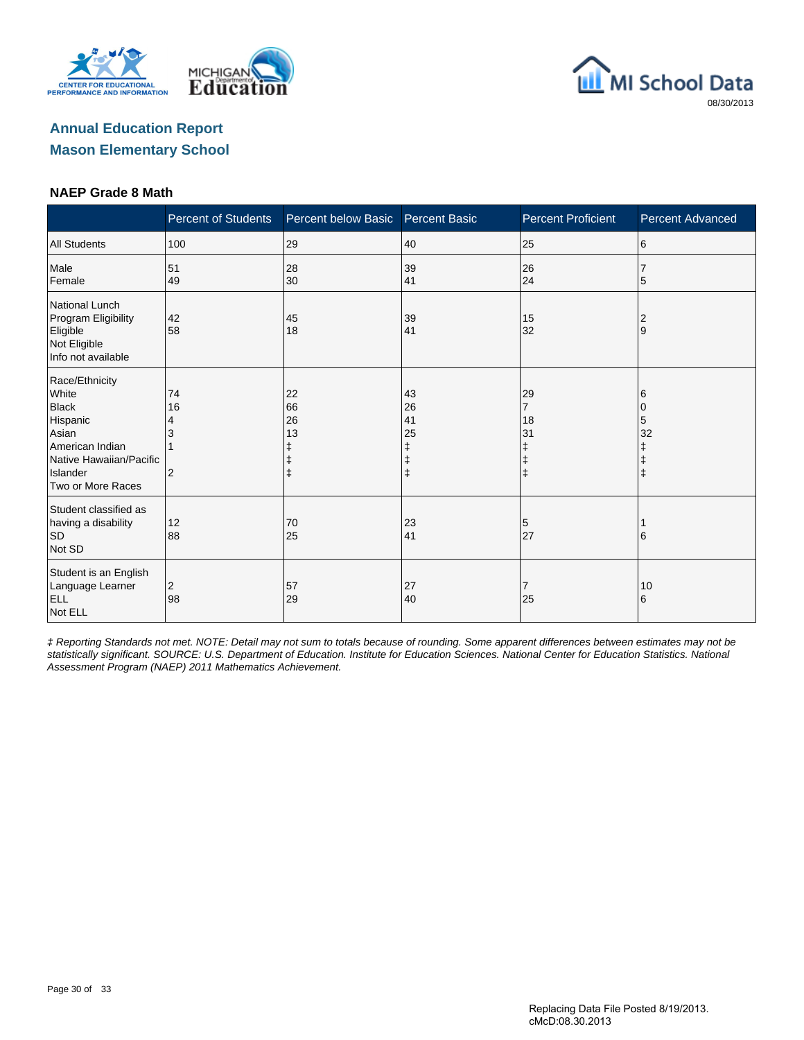## Annual Education Report
## Mason Elementary School

### NAEP Grade 8 Math

| | Percent of Students | Percent below Basic | Percent Basic | Percent Proficient | Percent Advanced |
|---|---|---|---|---|---|
| All Students | 100 | 29 | 40 | 25 | 6 |
| Male | 51 | 28 | 39 | 26 | 7 |
| Female | 49 | 30 | 41 | 24 | 5 |
| **National Lunch Program Eligibility** | | | | | |
| Eligible | 42 | 45 | 39 | 15 | 2 |
| Not Eligible | 58 | 18 | 41 | 32 | 9 |
| Info not available | | | | | |
| **Race/Ethnicity** | | | | | |
| White | 74 | 22 | 43 | 29 | 6 |
| Black | 16 | 66 | 26 | 7 | 0 |
| Hispanic | 4 | 26 | 41 | 18 | 5 |
| Asian | 3 | 13 | 25 | 31 | 32 |
| American Indian | 1 | ‡ | ‡ | ‡ | ‡ |
| Native Hawaiian/Pacific Islander | | ‡ | ‡ | ‡ | ‡ |
| Two or More Races | 2 | ‡ | ‡ | ‡ | ‡ |
| **Student classified as having a disability** | | | | | |
| SD | 12 | 70 | 23 | 5 | 1 |
| Not SD | 88 | 25 | 41 | 27 | 6 |
| **Student is an English Language Learner** | | | | | |
| ELL | 2 | 57 | 27 | 7 | 10 |
| Not ELL | 98 | 29 | 40 | 25 | 6 |

*‡ Reporting Standards not met. NOTE: Detail may not sum to totals because of rounding. Some apparent differences between estimates may not be statistically significant. SOURCE: U.S. Department of Education. Institute for Education Sciences. National Center for Education Statistics. National Assessment Program (NAEP) 2011 Mathematics Achievement.*

Replacing Data File Posted 8/19/2013.
cMcD:08.30.2013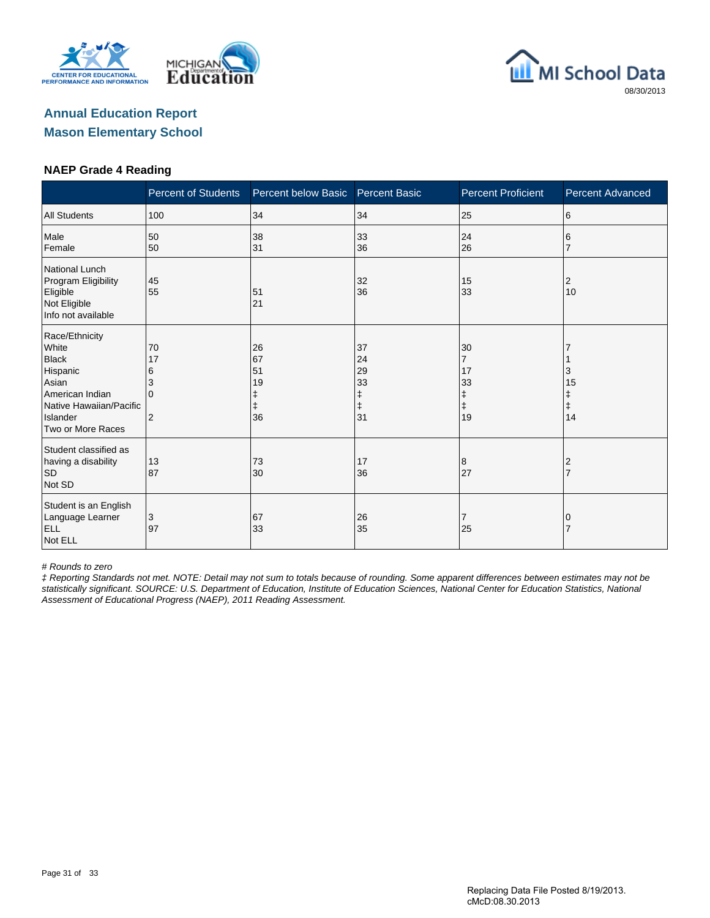## Annual Education Report
## Mason Elementary School

08/30/2013

### NAEP Grade 4 Reading

| | Percent of Students | Percent below Basic | Percent Basic | Percent Proficient | Percent Advanced |
|---|---|---|---|---|---|
| All Students | 100 | 34 | 34 | 25 | 6 |
| Male | 50 | 38 | 33 | 24 | 6 |
| Female | 50 | 31 | 36 | 26 | 7 |
| National Lunch Program Eligibility | | | | | |
| Eligible | 45 | 51 | 32 | 15 | 2 |
| Not Eligible | 55 | 21 | 36 | 33 | 10 |
| Info not available | | | | | |
| Race/Ethnicity | | | | | |
| White | 70 | 26 | 37 | 30 | 7 |
| Black | 17 | 67 | 24 | 7 | 1 |
| Hispanic | 6 | 51 | 29 | 17 | 3 |
| Asian | 3 | 19 | 33 | 33 | 15 |
| American Indian | 0 | ‡ | ‡ | ‡ | ‡ |
| Native Hawaiian/Pacific Islander | | ‡ | ‡ | ‡ | ‡ |
| Two or More Races | 2 | 36 | 31 | 19 | 14 |
| Student classified as having a disability | | | | | |
| SD | 13 | 73 | 17 | 8 | 2 |
| Not SD | 87 | 30 | 36 | 27 | 7 |
| Student is an English Language Learner | | | | | |
| ELL | 3 | 67 | 26 | 7 | 0 |
| Not ELL | 97 | 33 | 35 | 25 | 7 |

*# Rounds to zero*

*‡ Reporting Standards not met. NOTE: Detail may not sum to totals because of rounding. Some apparent differences between estimates may not be statistically significant. SOURCE: U.S. Department of Education, Institute of Education Sciences, National Center for Education Statistics, National Assessment of Educational Progress (NAEP), 2011 Reading Assessment.*

Replacing Data File Posted 8/19/2013.
cMcD:08.30.2013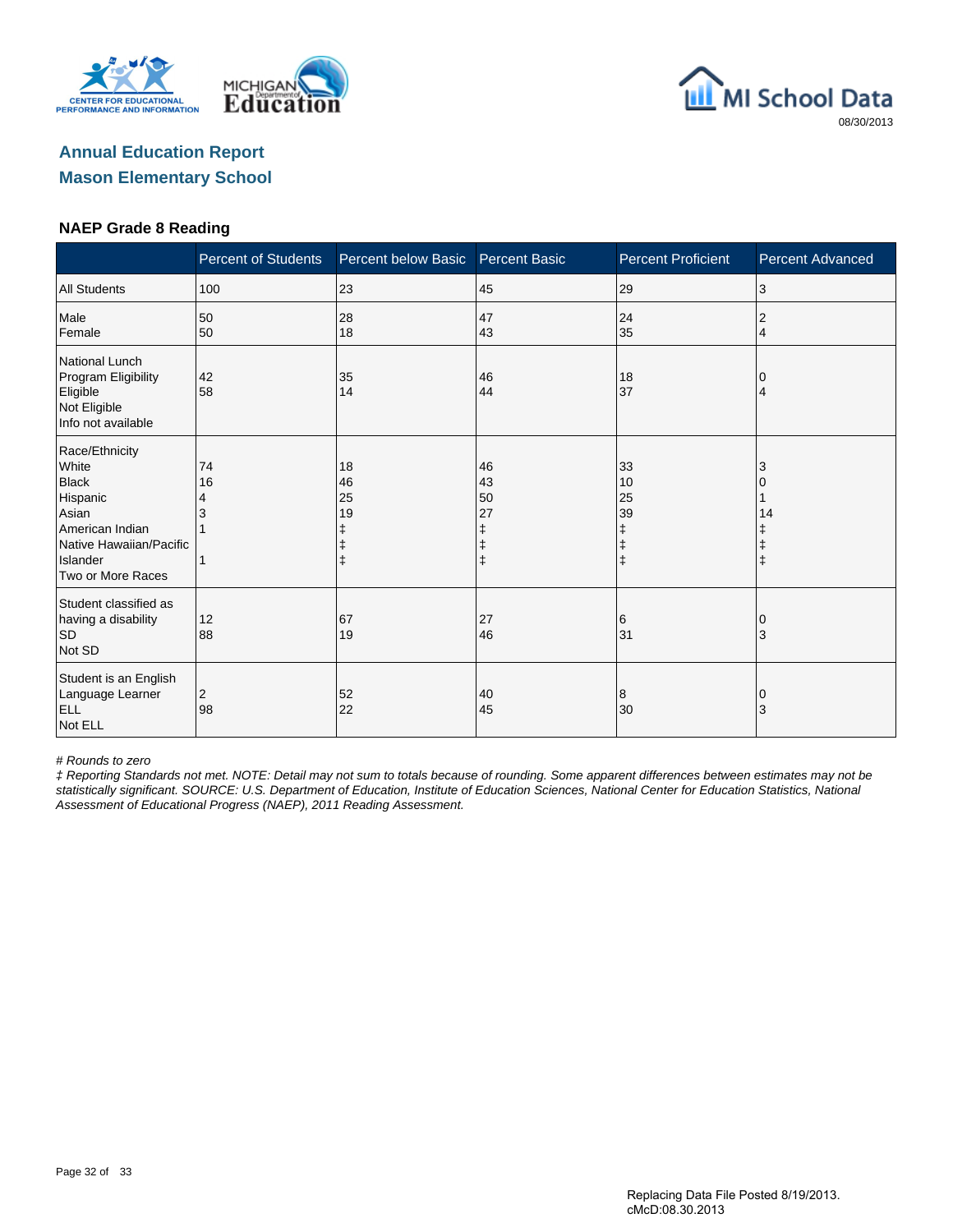MI School Data

08/30/2013

## Annual Education Report
## Mason Elementary School

### NAEP Grade 8 Reading

| | Percent of Students | Percent below Basic | Percent Basic | Percent Proficient | Percent Advanced |
|---|---|---|---|---|---|
| All Students | 100 | 23 | 45 | 29 | 3 |
| Male | 50 | 28 | 47 | 24 | 2 |
| Female | 50 | 18 | 43 | 35 | 4 |
| **National Lunch Program Eligibility** | | | | | |
| Eligible | 42 | 35 | 46 | 18 | 0 |
| Not Eligible | 58 | 14 | 44 | 37 | 4 |
| Info not available | | | | | |
| **Race/Ethnicity** | | | | | |
| White | 74 | 18 | 46 | 33 | 3 |
| Black | 16 | 46 | 43 | 10 | 0 |
| Hispanic | 4 | 25 | 50 | 25 | 1 |
| Asian | 3 | 19 | 27 | 39 | 14 |
| American Indian | 1 | ‡ | ‡ | ‡ | ‡ |
| Native Hawaiian/Pacific Islander | | ‡ | ‡ | ‡ | ‡ |
| Two or More Races | 1 | ‡ | ‡ | ‡ | ‡ |
| **Student classified as having a disability** | | | | | |
| SD | 12 | 67 | 27 | 6 | 0 |
| Not SD | 88 | 19 | 46 | 31 | 3 |
| **Student is an English Language Learner** | | | | | |
| ELL | 2 | 52 | 40 | 8 | 0 |
| Not ELL | 98 | 22 | 45 | 30 | 3 |

*# Rounds to zero*

*‡ Reporting Standards not met. NOTE: Detail may not sum to totals because of rounding. Some apparent differences between estimates may not be statistically significant. SOURCE: U.S. Department of Education, Institute of Education Sciences, National Center for Education Statistics, National Assessment of Educational Progress (NAEP), 2011 Reading Assessment.*

Replacing Data File Posted 8/19/2013.
cMcD:08.30.2013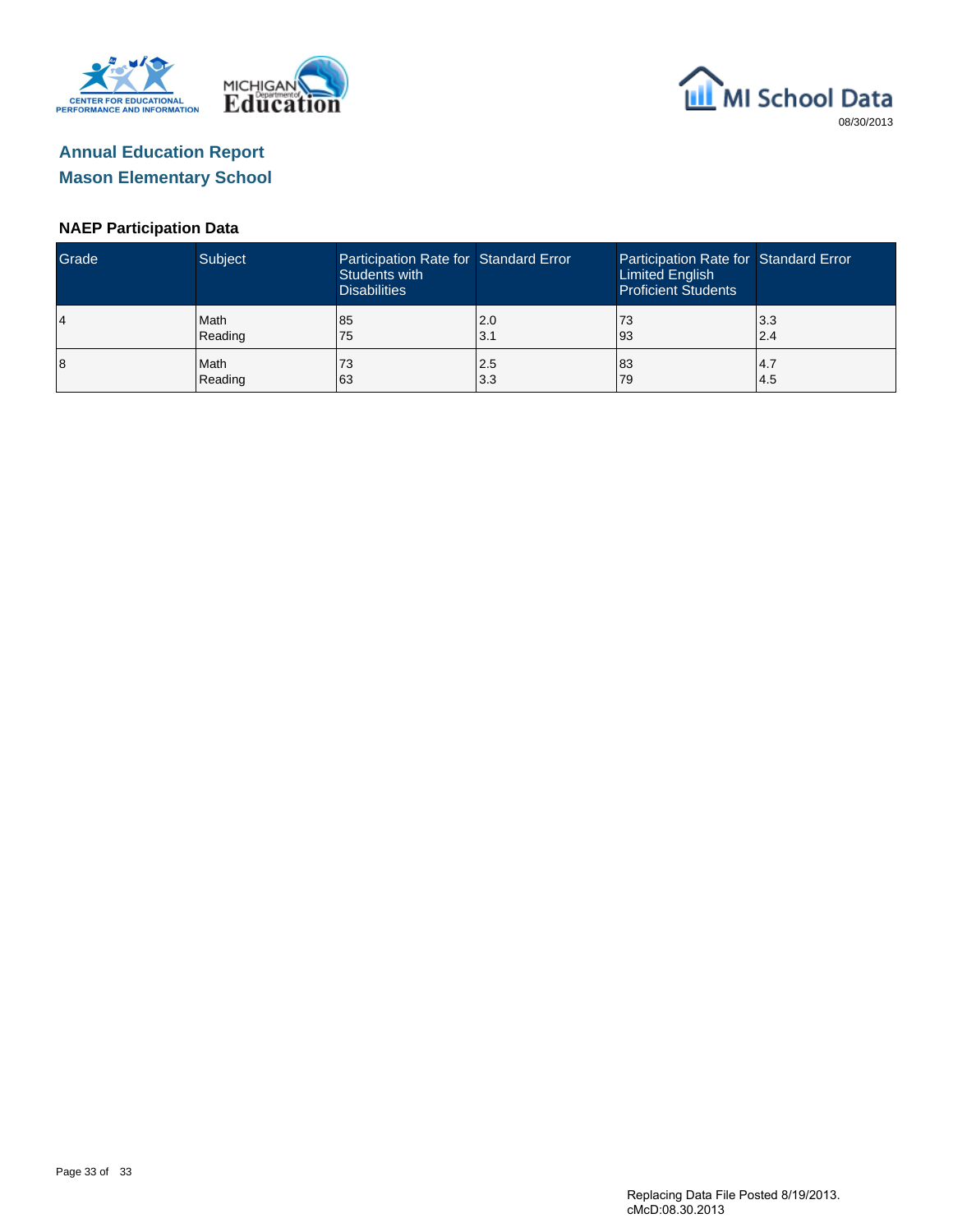MI School Data

08/30/2013

## Annual Education Report
## Mason Elementary School

### NAEP Participation Data

| Grade | Subject | Participation Rate for Students with Disabilities | Standard Error | Participation Rate for Limited English Proficient Students | Standard Error |
|---|---|---|---|---|---|
| 4 | Math<br>Reading | 85<br>75 | 2.0<br>3.1 | 73<br>93 | 3.3<br>2.4 |
| 8 | Math<br>Reading | 73<br>63 | 2.5<br>3.3 | 83<br>79 | 4.7<br>4.5 |

Replacing Data File Posted 8/19/2013.
cMcD:08.30.2013